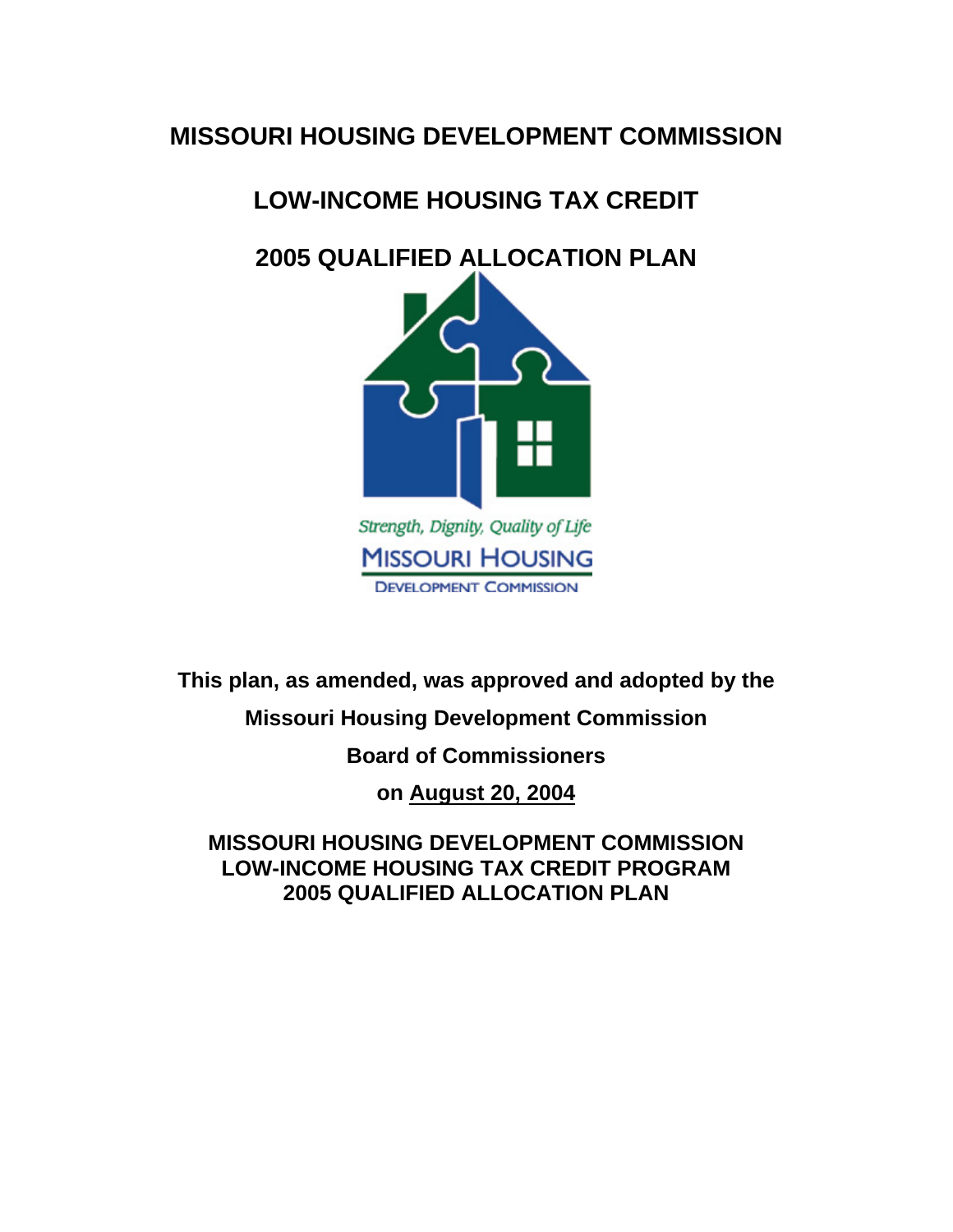# MISSOURI HOUSING DEVELOPMENT COMMISSION

# LOW-INCOME HOUSING TAX CREDIT

# 2005 QUALIFIED ALLOCATION PLAN

*Strength, Dignity, Quality of Life*

MISSOURI HOUSING DEVELOPMENT COMMISSION

**This plan, as amended, was approved and adopted by the**

**Missouri Housing Development Commission**

**Board of Commissioners**

**on August 20, 2004**

**MISSOURI HOUSING DEVELOPMENT COMMISSION**
**LOW-INCOME HOUSING TAX CREDIT PROGRAM**
**2005 QUALIFIED ALLOCATION PLAN**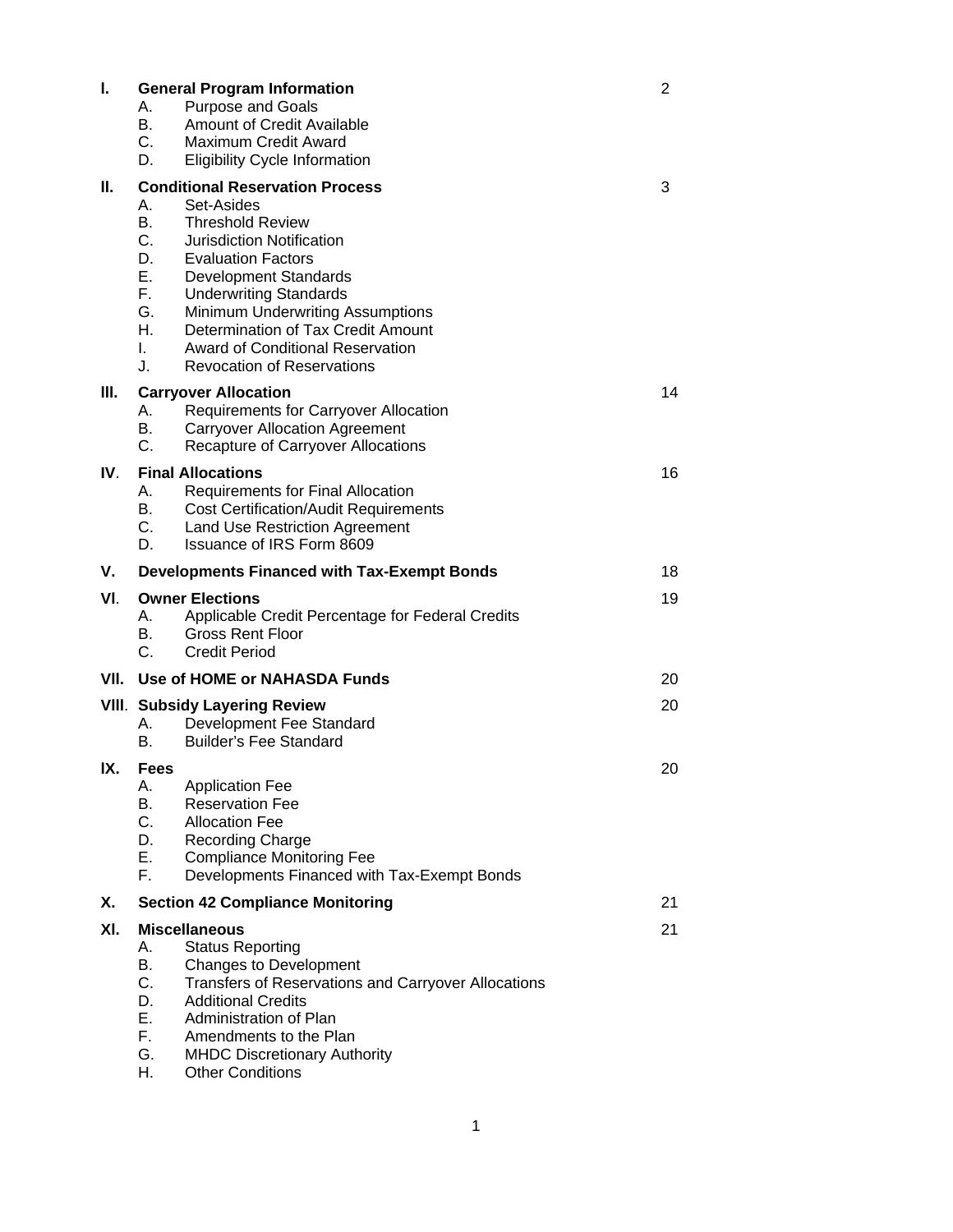| | | |
|---|---|---|
| **I.** | **General Program Information** | 2 |
| | A. Purpose and Goals | |
| | B. Amount of Credit Available | |
| | C. Maximum Credit Award | |
| | D. Eligibility Cycle Information | |
| **II.** | **Conditional Reservation Process** | 3 |
| | A. Set-Asides | |
| | B. Threshold Review | |
| | C. Jurisdiction Notification | |
| | D. Evaluation Factors | |
| | E. Development Standards | |
| | F. Underwriting Standards | |
| | G. Minimum Underwriting Assumptions | |
| | H. Determination of Tax Credit Amount | |
| | I. Award of Conditional Reservation | |
| | J. Revocation of Reservations | |
| **III.** | **Carryover Allocation** | 14 |
| | A. Requirements for Carryover Allocation | |
| | B. Carryover Allocation Agreement | |
| | C. Recapture of Carryover Allocations | |
| **IV.** | **Final Allocations** | 16 |
| | A. Requirements for Final Allocation | |
| | B. Cost Certification/Audit Requirements | |
| | C. Land Use Restriction Agreement | |
| | D. Issuance of IRS Form 8609 | |
| **V.** | **Developments Financed with Tax-Exempt Bonds** | 18 |
| **VI.** | **Owner Elections** | 19 |
| | A. Applicable Credit Percentage for Federal Credits | |
| | B. Gross Rent Floor | |
| | C. Credit Period | |
| **VII.** | **Use of HOME or NAHASDA Funds** | 20 |
| **VIII.** | **Subsidy Layering Review** | 20 |
| | A. Development Fee Standard | |
| | B. Builder's Fee Standard | |
| **IX.** | **Fees** | 20 |
| | A. Application Fee | |
| | B. Reservation Fee | |
| | C. Allocation Fee | |
| | D. Recording Charge | |
| | E. Compliance Monitoring Fee | |
| | F. Developments Financed with Tax-Exempt Bonds | |
| **X.** | **Section 42 Compliance Monitoring** | 21 |
| **XI.** | **Miscellaneous** | 21 |
| | A. Status Reporting | |
| | B. Changes to Development | |
| | C. Transfers of Reservations and Carryover Allocations | |
| | D. Additional Credits | |
| | E. Administration of Plan | |
| | F. Amendments to the Plan | |
| | G. MHDC Discretionary Authority | |
| | H. Other Conditions | |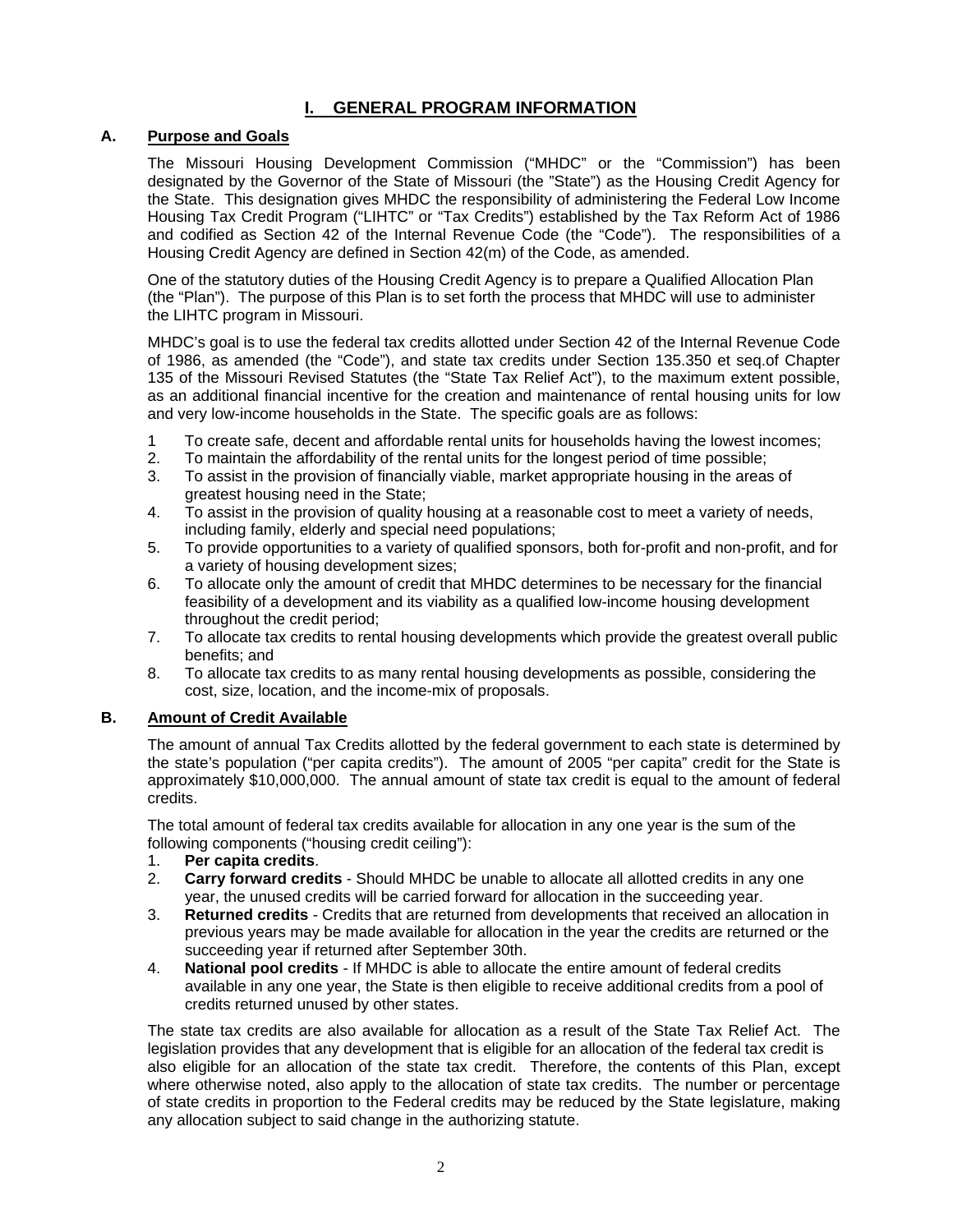# I. GENERAL PROGRAM INFORMATION

## A. Purpose and Goals

The Missouri Housing Development Commission ("MHDC" or the "Commission") has been designated by the Governor of the State of Missouri (the "State") as the Housing Credit Agency for the State. This designation gives MHDC the responsibility of administering the Federal Low Income Housing Tax Credit Program ("LIHTC" or "Tax Credits") established by the Tax Reform Act of 1986 and codified as Section 42 of the Internal Revenue Code (the "Code"). The responsibilities of a Housing Credit Agency are defined in Section 42(m) of the Code, as amended.

One of the statutory duties of the Housing Credit Agency is to prepare a Qualified Allocation Plan (the "Plan"). The purpose of this Plan is to set forth the process that MHDC will use to administer the LIHTC program in Missouri.

MHDC's goal is to use the federal tax credits allotted under Section 42 of the Internal Revenue Code of 1986, as amended (the "Code"), and state tax credits under Section 135.350 et seq.of Chapter 135 of the Missouri Revised Statutes (the "State Tax Relief Act"), to the maximum extent possible, as an additional financial incentive for the creation and maintenance of rental housing units for low and very low-income households in the State. The specific goals are as follows:

1 To create safe, decent and affordable rental units for households having the lowest incomes;
2. To maintain the affordability of the rental units for the longest period of time possible;
3. To assist in the provision of financially viable, market appropriate housing in the areas of greatest housing need in the State;
4. To assist in the provision of quality housing at a reasonable cost to meet a variety of needs, including family, elderly and special need populations;
5. To provide opportunities to a variety of qualified sponsors, both for-profit and non-profit, and for a variety of housing development sizes;
6. To allocate only the amount of credit that MHDC determines to be necessary for the financial feasibility of a development and its viability as a qualified low-income housing development throughout the credit period;
7. To allocate tax credits to rental housing developments which provide the greatest overall public benefits; and
8. To allocate tax credits to as many rental housing developments as possible, considering the cost, size, location, and the income-mix of proposals.

## B. Amount of Credit Available

The amount of annual Tax Credits allotted by the federal government to each state is determined by the state's population ("per capita credits"). The amount of 2005 "per capita" credit for the State is approximately $10,000,000. The annual amount of state tax credit is equal to the amount of federal credits.

The total amount of federal tax credits available for allocation in any one year is the sum of the following components ("housing credit ceiling"):

1. **Per capita credits**.
2. **Carry forward credits** - Should MHDC be unable to allocate all allotted credits in any one year, the unused credits will be carried forward for allocation in the succeeding year.
3. **Returned credits** - Credits that are returned from developments that received an allocation in previous years may be made available for allocation in the year the credits are returned or the succeeding year if returned after September 30th.
4. **National pool credits** - If MHDC is able to allocate the entire amount of federal credits available in any one year, the State is then eligible to receive additional credits from a pool of credits returned unused by other states.

The state tax credits are also available for allocation as a result of the State Tax Relief Act. The legislation provides that any development that is eligible for an allocation of the federal tax credit is also eligible for an allocation of the state tax credit. Therefore, the contents of this Plan, except where otherwise noted, also apply to the allocation of state tax credits. The number or percentage of state credits in proportion to the Federal credits may be reduced by the State legislature, making any allocation subject to said change in the authorizing statute.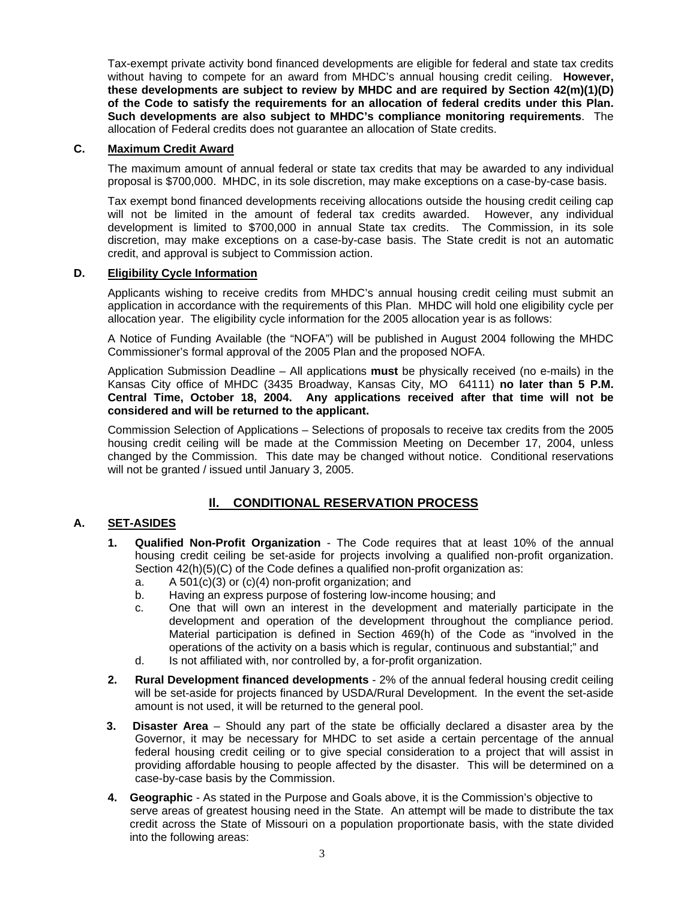Tax-exempt private activity bond financed developments are eligible for federal and state tax credits without having to compete for an award from MHDC's annual housing credit ceiling. **However, these developments are subject to review by MHDC and are required by Section 42(m)(1)(D) of the Code to satisfy the requirements for an allocation of federal credits under this Plan. Such developments are also subject to MHDC's compliance monitoring requirements**. The allocation of Federal credits does not guarantee an allocation of State credits.

### C. Maximum Credit Award

The maximum amount of annual federal or state tax credits that may be awarded to any individual proposal is $700,000. MHDC, in its sole discretion, may make exceptions on a case-by-case basis.

Tax exempt bond financed developments receiving allocations outside the housing credit ceiling cap will not be limited in the amount of federal tax credits awarded. However, any individual development is limited to $700,000 in annual State tax credits. The Commission, in its sole discretion, may make exceptions on a case-by-case basis. The State credit is not an automatic credit, and approval is subject to Commission action.

### D. Eligibility Cycle Information

Applicants wishing to receive credits from MHDC's annual housing credit ceiling must submit an application in accordance with the requirements of this Plan. MHDC will hold one eligibility cycle per allocation year. The eligibility cycle information for the 2005 allocation year is as follows:

A Notice of Funding Available (the "NOFA") will be published in August 2004 following the MHDC Commissioner's formal approval of the 2005 Plan and the proposed NOFA.

Application Submission Deadline – All applications **must** be physically received (no e-mails) in the Kansas City office of MHDC (3435 Broadway, Kansas City, MO 64111) **no later than 5 P.M. Central Time, October 18, 2004. Any applications received after that time will not be considered and will be returned to the applicant.**

Commission Selection of Applications – Selections of proposals to receive tax credits from the 2005 housing credit ceiling will be made at the Commission Meeting on December 17, 2004, unless changed by the Commission. This date may be changed without notice. Conditional reservations will not be granted / issued until January 3, 2005.

## II. CONDITIONAL RESERVATION PROCESS

### A. SET-ASIDES

1. **Qualified Non-Profit Organization** - The Code requires that at least 10% of the annual housing credit ceiling be set-aside for projects involving a qualified non-profit organization. Section 42(h)(5)(C) of the Code defines a qualified non-profit organization as:
   a. A 501(c)(3) or (c)(4) non-profit organization; and
   b. Having an express purpose of fostering low-income housing; and
   c. One that will own an interest in the development and materially participate in the development and operation of the development throughout the compliance period. Material participation is defined in Section 469(h) of the Code as "involved in the operations of the activity on a basis which is regular, continuous and substantial;" and
   d. Is not affiliated with, nor controlled by, a for-profit organization.

2. **Rural Development financed developments** - 2% of the annual federal housing credit ceiling will be set-aside for projects financed by USDA/Rural Development. In the event the set-aside amount is not used, it will be returned to the general pool.

3. **Disaster Area** – Should any part of the state be officially declared a disaster area by the Governor, it may be necessary for MHDC to set aside a certain percentage of the annual federal housing credit ceiling or to give special consideration to a project that will assist in providing affordable housing to people affected by the disaster. This will be determined on a case-by-case basis by the Commission.

4. **Geographic** - As stated in the Purpose and Goals above, it is the Commission's objective to serve areas of greatest housing need in the State. An attempt will be made to distribute the tax credit across the State of Missouri on a population proportionate basis, with the state divided into the following areas: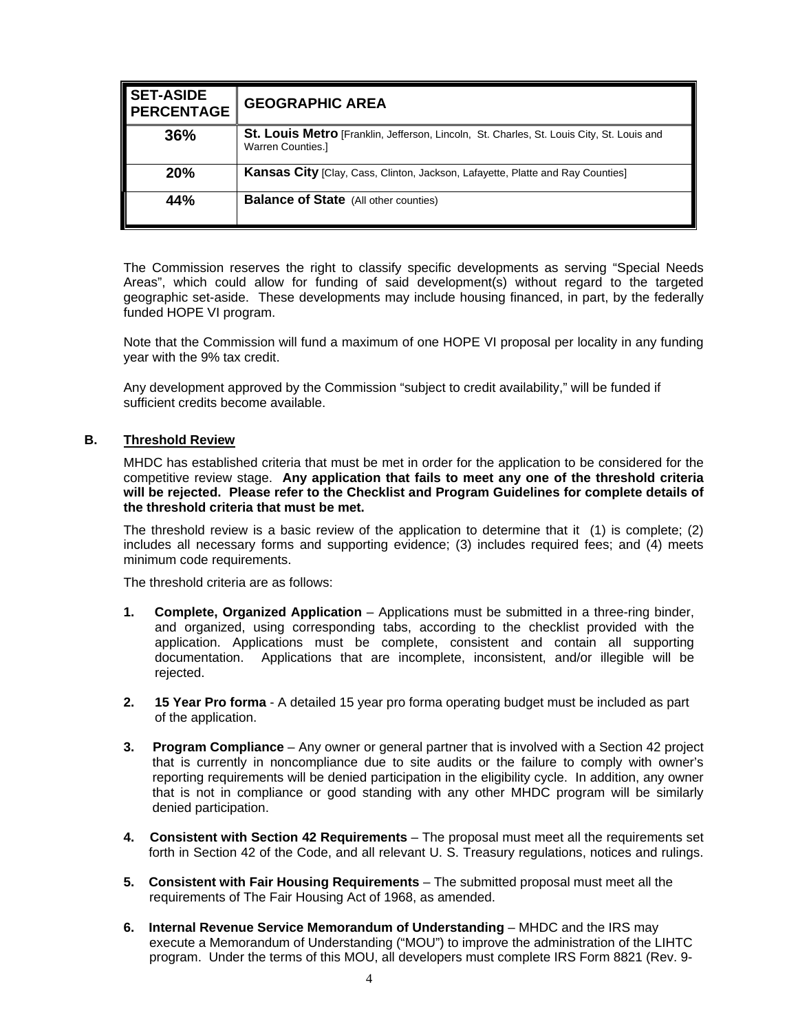| SET-ASIDE PERCENTAGE | GEOGRAPHIC AREA |
|---|---|
| 36% | **St. Louis Metro** [Franklin, Jefferson, Lincoln, St. Charles, St. Louis City, St. Louis and Warren Counties.] |
| 20% | **Kansas City** [Clay, Cass, Clinton, Jackson, Lafayette, Platte and Ray Counties] |
| 44% | **Balance of State** (All other counties) |

The Commission reserves the right to classify specific developments as serving "Special Needs Areas", which could allow for funding of said development(s) without regard to the targeted geographic set-aside. These developments may include housing financed, in part, by the federally funded HOPE VI program.

Note that the Commission will fund a maximum of one HOPE VI proposal per locality in any funding year with the 9% tax credit.

Any development approved by the Commission "subject to credit availability," will be funded if sufficient credits become available.

**B. Threshold Review**

MHDC has established criteria that must be met in order for the application to be considered for the competitive review stage. **Any application that fails to meet any one of the threshold criteria will be rejected. Please refer to the Checklist and Program Guidelines for complete details of the threshold criteria that must be met.**

The threshold review is a basic review of the application to determine that it (1) is complete; (2) includes all necessary forms and supporting evidence; (3) includes required fees; and (4) meets minimum code requirements.

The threshold criteria are as follows:

1. **Complete, Organized Application** – Applications must be submitted in a three-ring binder, and organized, using corresponding tabs, according to the checklist provided with the application. Applications must be complete, consistent and contain all supporting documentation. Applications that are incomplete, inconsistent, and/or illegible will be rejected.

2. **15 Year Pro forma** - A detailed 15 year pro forma operating budget must be included as part of the application.

3. **Program Compliance** – Any owner or general partner that is involved with a Section 42 project that is currently in noncompliance due to site audits or the failure to comply with owner's reporting requirements will be denied participation in the eligibility cycle. In addition, any owner that is not in compliance or good standing with any other MHDC program will be similarly denied participation.

4. **Consistent with Section 42 Requirements** – The proposal must meet all the requirements set forth in Section 42 of the Code, and all relevant U. S. Treasury regulations, notices and rulings.

5. **Consistent with Fair Housing Requirements** – The submitted proposal must meet all the requirements of The Fair Housing Act of 1968, as amended.

6. **Internal Revenue Service Memorandum of Understanding** – MHDC and the IRS may execute a Memorandum of Understanding ("MOU") to improve the administration of the LIHTC program. Under the terms of this MOU, all developers must complete IRS Form 8821 (Rev. 9-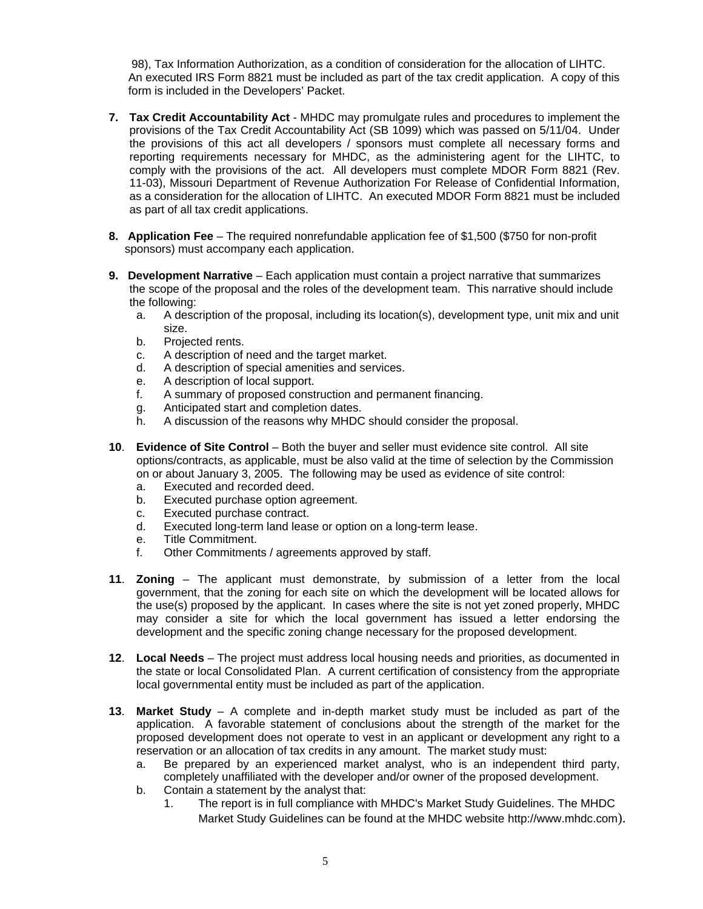98), Tax Information Authorization, as a condition of consideration for the allocation of LIHTC. An executed IRS Form 8821 must be included as part of the tax credit application. A copy of this form is included in the Developers' Packet.

7. **Tax Credit Accountability Act** - MHDC may promulgate rules and procedures to implement the provisions of the Tax Credit Accountability Act (SB 1099) which was passed on 5/11/04. Under the provisions of this act all developers / sponsors must complete all necessary forms and reporting requirements necessary for MHDC, as the administering agent for the LIHTC, to comply with the provisions of the act. All developers must complete MDOR Form 8821 (Rev. 11-03), Missouri Department of Revenue Authorization For Release of Confidential Information, as a consideration for the allocation of LIHTC. An executed MDOR Form 8821 must be included as part of all tax credit applications.

8. **Application Fee** – The required nonrefundable application fee of $1,500 ($750 for non-profit sponsors) must accompany each application.

9. **Development Narrative** – Each application must contain a project narrative that summarizes the scope of the proposal and the roles of the development team. This narrative should include the following:
   a. A description of the proposal, including its location(s), development type, unit mix and unit size.
   b. Projected rents.
   c. A description of need and the target market.
   d. A description of special amenities and services.
   e. A description of local support.
   f. A summary of proposed construction and permanent financing.
   g. Anticipated start and completion dates.
   h. A discussion of the reasons why MHDC should consider the proposal.

10. **Evidence of Site Control** – Both the buyer and seller must evidence site control. All site options/contracts, as applicable, must be also valid at the time of selection by the Commission on or about January 3, 2005. The following may be used as evidence of site control:
    a. Executed and recorded deed.
    b. Executed purchase option agreement.
    c. Executed purchase contract.
    d. Executed long-term land lease or option on a long-term lease.
    e. Title Commitment.
    f. Other Commitments / agreements approved by staff.

11. **Zoning** – The applicant must demonstrate, by submission of a letter from the local government, that the zoning for each site on which the development will be located allows for the use(s) proposed by the applicant. In cases where the site is not yet zoned properly, MHDC may consider a site for which the local government has issued a letter endorsing the development and the specific zoning change necessary for the proposed development.

12. **Local Needs** – The project must address local housing needs and priorities, as documented in the state or local Consolidated Plan. A current certification of consistency from the appropriate local governmental entity must be included as part of the application.

13. **Market Study** – A complete and in-depth market study must be included as part of the application. A favorable statement of conclusions about the strength of the market for the proposed development does not operate to vest in an applicant or development any right to a reservation or an allocation of tax credits in any amount. The market study must:
    a. Be prepared by an experienced market analyst, who is an independent third party, completely unaffiliated with the developer and/or owner of the proposed development.
    b. Contain a statement by the analyst that:
       1. The report is in full compliance with MHDC's Market Study Guidelines. The MHDC Market Study Guidelines can be found at the MHDC website http://www.mhdc.com).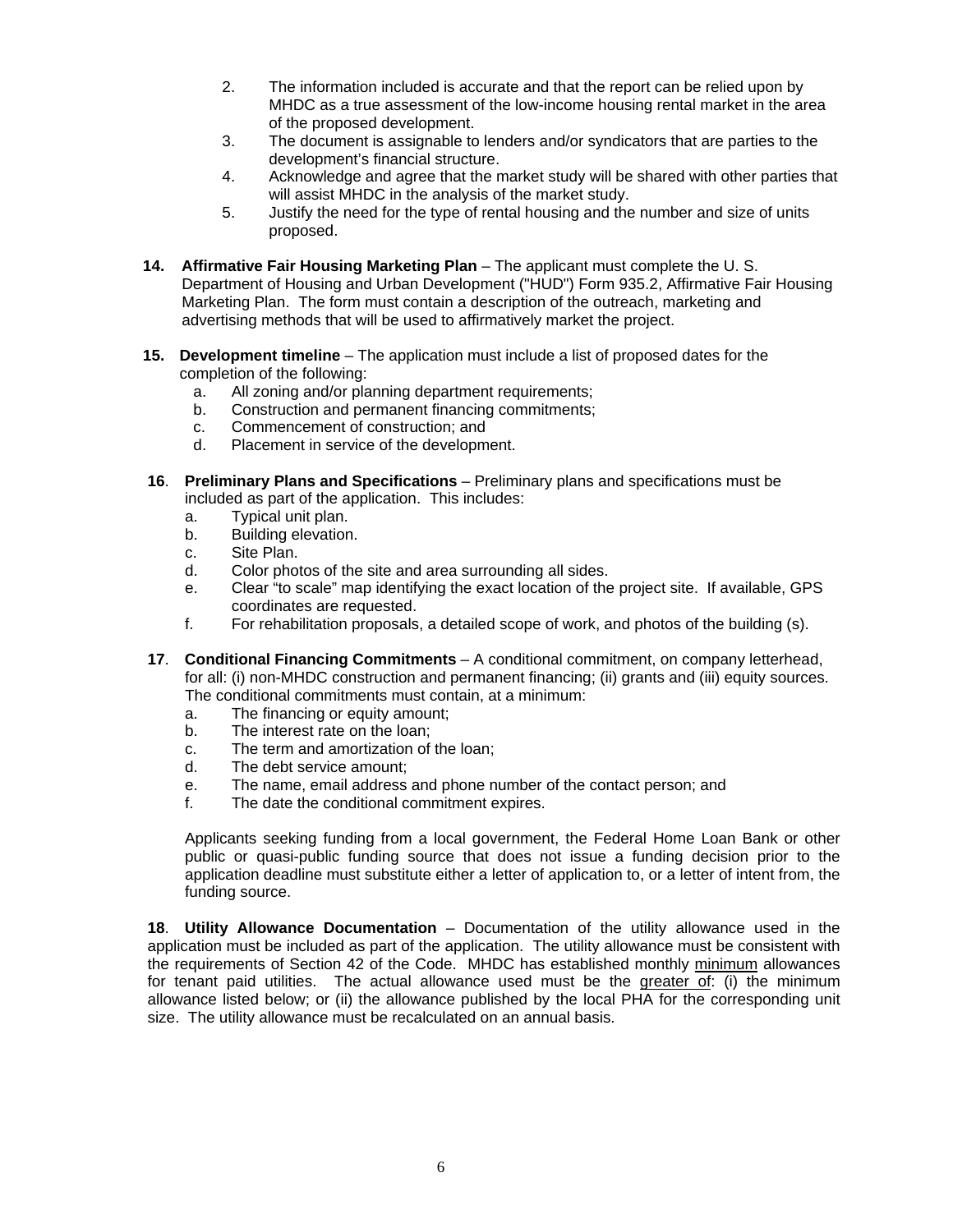2. The information included is accurate and that the report can be relied upon by MHDC as a true assessment of the low-income housing rental market in the area of the proposed development.
3. The document is assignable to lenders and/or syndicators that are parties to the development's financial structure.
4. Acknowledge and agree that the market study will be shared with other parties that will assist MHDC in the analysis of the market study.
5. Justify the need for the type of rental housing and the number and size of units proposed.

**14. Affirmative Fair Housing Marketing Plan** – The applicant must complete the U. S. Department of Housing and Urban Development ("HUD") Form 935.2, Affirmative Fair Housing Marketing Plan. The form must contain a description of the outreach, marketing and advertising methods that will be used to affirmatively market the project.

**15. Development timeline** – The application must include a list of proposed dates for the completion of the following:

a. All zoning and/or planning department requirements;
b. Construction and permanent financing commitments;
c. Commencement of construction; and
d. Placement in service of the development.

**16. Preliminary Plans and Specifications** – Preliminary plans and specifications must be included as part of the application. This includes:

a. Typical unit plan.
b. Building elevation.
c. Site Plan.
d. Color photos of the site and area surrounding all sides.
e. Clear "to scale" map identifying the exact location of the project site. If available, GPS coordinates are requested.
f. For rehabilitation proposals, a detailed scope of work, and photos of the building (s).

**17. Conditional Financing Commitments** – A conditional commitment, on company letterhead, for all: (i) non-MHDC construction and permanent financing; (ii) grants and (iii) equity sources. The conditional commitments must contain, at a minimum:

a. The financing or equity amount;
b. The interest rate on the loan;
c. The term and amortization of the loan;
d. The debt service amount;
e. The name, email address and phone number of the contact person; and
f. The date the conditional commitment expires.

Applicants seeking funding from a local government, the Federal Home Loan Bank or other public or quasi-public funding source that does not issue a funding decision prior to the application deadline must substitute either a letter of application to, or a letter of intent from, the funding source.

**18. Utility Allowance Documentation** – Documentation of the utility allowance used in the application must be included as part of the application. The utility allowance must be consistent with the requirements of Section 42 of the Code. MHDC has established monthly minimum allowances for tenant paid utilities. The actual allowance used must be the greater of: (i) the minimum allowance listed below; or (ii) the allowance published by the local PHA for the corresponding unit size. The utility allowance must be recalculated on an annual basis.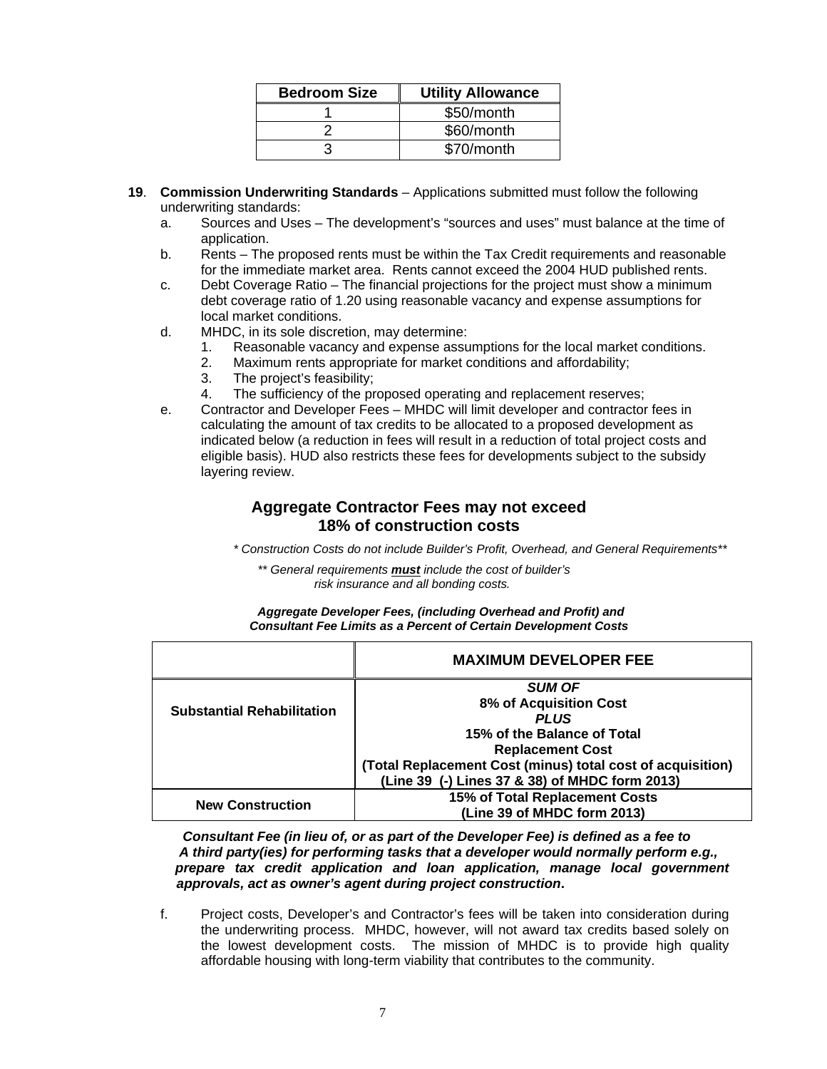| Bedroom Size | Utility Allowance |
|---|---|
| 1 | $50/month |
| 2 | $60/month |
| 3 | $70/month |

**19**. **Commission Underwriting Standards** – Applications submitted must follow the following underwriting standards:

a. Sources and Uses – The development's "sources and uses" must balance at the time of application.

b. Rents – The proposed rents must be within the Tax Credit requirements and reasonable for the immediate market area. Rents cannot exceed the 2004 HUD published rents.

c. Debt Coverage Ratio – The financial projections for the project must show a minimum debt coverage ratio of 1.20 using reasonable vacancy and expense assumptions for local market conditions.

d. MHDC, in its sole discretion, may determine:
   1. Reasonable vacancy and expense assumptions for the local market conditions.
   2. Maximum rents appropriate for market conditions and affordability;
   3. The project's feasibility;
   4. The sufficiency of the proposed operating and replacement reserves;

e. Contractor and Developer Fees – MHDC will limit developer and contractor fees in calculating the amount of tax credits to be allocated to a proposed development as indicated below (a reduction in fees will result in a reduction of total project costs and eligible basis). HUD also restricts these fees for developments subject to the subsidy layering review.

## Aggregate Contractor Fees may not exceed 18% of construction costs

*\* Construction Costs do not include Builder's Profit, Overhead, and General Requirements\*\**

*\*\* General requirements **must** include the cost of builder's risk insurance and all bonding costs.*

***Aggregate Developer Fees, (including Overhead and Profit) and Consultant Fee Limits as a Percent of Certain Development Costs***

| | **MAXIMUM DEVELOPER FEE** |
|---|---|
| **Substantial Rehabilitation** | ***SUM OF*** **8% of Acquisition Cost** ***PLUS*** **15% of the Balance of Total Replacement Cost (Total Replacement Cost (minus) total cost of acquisition) (Line 39 (-) Lines 37 & 38) of MHDC form 2013)** |
| **New Construction** | **15% of Total Replacement Costs (Line 39 of MHDC form 2013)** |

***Consultant Fee (in lieu of, or as part of the Developer Fee) is defined as a fee to A third party(ies) for performing tasks that a developer would normally perform e.g., prepare tax credit application and loan application, manage local government approvals, act as owner's agent during project construction*.**

f. Project costs, Developer's and Contractor's fees will be taken into consideration during the underwriting process. MHDC, however, will not award tax credits based solely on the lowest development costs. The mission of MHDC is to provide high quality affordable housing with long-term viability that contributes to the community.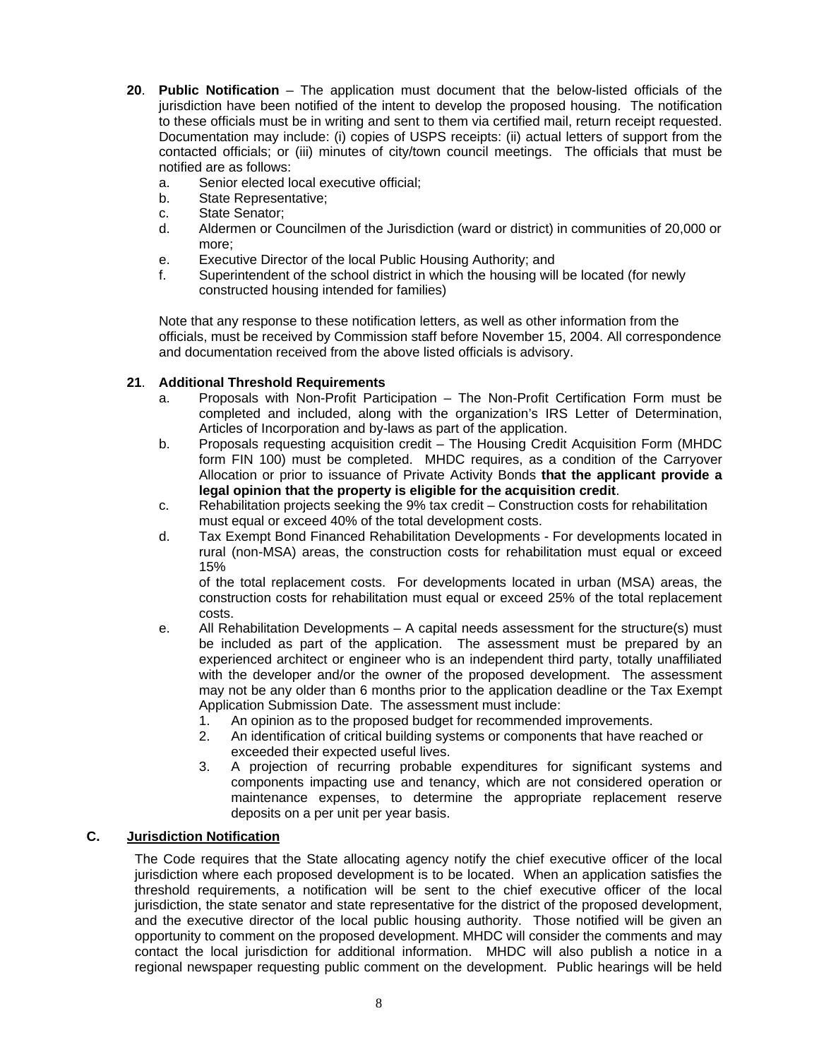**20**. **Public Notification** – The application must document that the below-listed officials of the jurisdiction have been notified of the intent to develop the proposed housing. The notification to these officials must be in writing and sent to them via certified mail, return receipt requested. Documentation may include: (i) copies of USPS receipts: (ii) actual letters of support from the contacted officials; or (iii) minutes of city/town council meetings. The officials that must be notified are as follows:

a. Senior elected local executive official;
b. State Representative;
c. State Senator;
d. Aldermen or Councilmen of the Jurisdiction (ward or district) in communities of 20,000 or more;
e. Executive Director of the local Public Housing Authority; and
f. Superintendent of the school district in which the housing will be located (for newly constructed housing intended for families)

Note that any response to these notification letters, as well as other information from the officials, must be received by Commission staff before November 15, 2004. All correspondence and documentation received from the above listed officials is advisory.

**21**. **Additional Threshold Requirements**

a. Proposals with Non-Profit Participation – The Non-Profit Certification Form must be completed and included, along with the organization's IRS Letter of Determination, Articles of Incorporation and by-laws as part of the application.
b. Proposals requesting acquisition credit – The Housing Credit Acquisition Form (MHDC form FIN 100) must be completed. MHDC requires, as a condition of the Carryover Allocation or prior to issuance of Private Activity Bonds **that the applicant provide a legal opinion that the property is eligible for the acquisition credit**.
c. Rehabilitation projects seeking the 9% tax credit – Construction costs for rehabilitation must equal or exceed 40% of the total development costs.
d. Tax Exempt Bond Financed Rehabilitation Developments - For developments located in rural (non-MSA) areas, the construction costs for rehabilitation must equal or exceed 15% of the total replacement costs. For developments located in urban (MSA) areas, the construction costs for rehabilitation must equal or exceed 25% of the total replacement costs.
e. All Rehabilitation Developments – A capital needs assessment for the structure(s) must be included as part of the application. The assessment must be prepared by an experienced architect or engineer who is an independent third party, totally unaffiliated with the developer and/or the owner of the proposed development. The assessment may not be any older than 6 months prior to the application deadline or the Tax Exempt Application Submission Date. The assessment must include:
   1. An opinion as to the proposed budget for recommended improvements.
   2. An identification of critical building systems or components that have reached or exceeded their expected useful lives.
   3. A projection of recurring probable expenditures for significant systems and components impacting use and tenancy, which are not considered operation or maintenance expenses, to determine the appropriate replacement reserve deposits on a per unit per year basis.

## C. Jurisdiction Notification

The Code requires that the State allocating agency notify the chief executive officer of the local jurisdiction where each proposed development is to be located. When an application satisfies the threshold requirements, a notification will be sent to the chief executive officer of the local jurisdiction, the state senator and state representative for the district of the proposed development, and the executive director of the local public housing authority. Those notified will be given an opportunity to comment on the proposed development. MHDC will consider the comments and may contact the local jurisdiction for additional information. MHDC will also publish a notice in a regional newspaper requesting public comment on the development. Public hearings will be held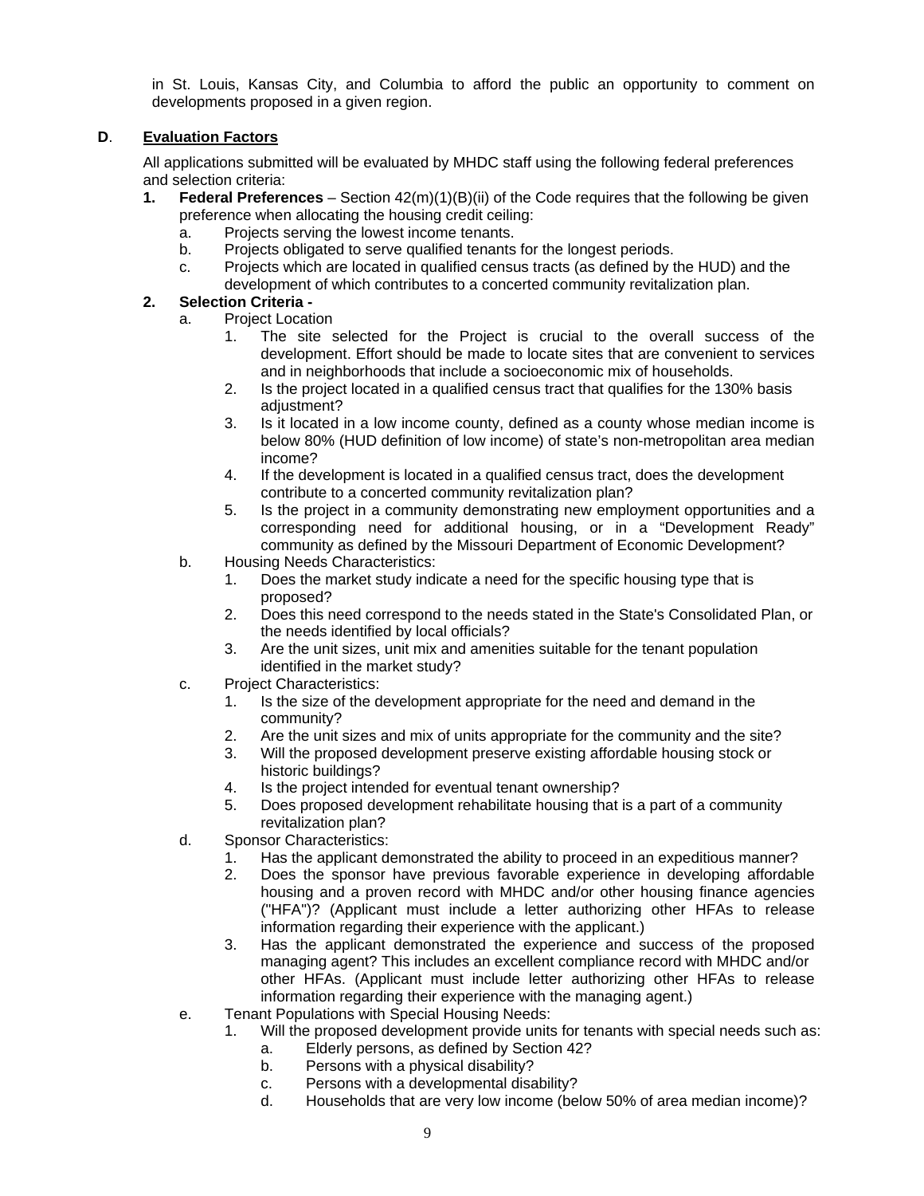in St. Louis, Kansas City, and Columbia to afford the public an opportunity to comment on developments proposed in a given region.

**D**. **Evaluation Factors**

All applications submitted will be evaluated by MHDC staff using the following federal preferences and selection criteria:

1. **Federal Preferences** – Section 42(m)(1)(B)(ii) of the Code requires that the following be given preference when allocating the housing credit ceiling:
   a. Projects serving the lowest income tenants.
   b. Projects obligated to serve qualified tenants for the longest periods.
   c. Projects which are located in qualified census tracts (as defined by the HUD) and the development of which contributes to a concerted community revitalization plan.
2. **Selection Criteria -**
   a. Project Location
      1. The site selected for the Project is crucial to the overall success of the development. Effort should be made to locate sites that are convenient to services and in neighborhoods that include a socioeconomic mix of households.
      2. Is the project located in a qualified census tract that qualifies for the 130% basis adjustment?
      3. Is it located in a low income county, defined as a county whose median income is below 80% (HUD definition of low income) of state's non-metropolitan area median income?
      4. If the development is located in a qualified census tract, does the development contribute to a concerted community revitalization plan?
      5. Is the project in a community demonstrating new employment opportunities and a corresponding need for additional housing, or in a "Development Ready" community as defined by the Missouri Department of Economic Development?
   b. Housing Needs Characteristics:
      1. Does the market study indicate a need for the specific housing type that is proposed?
      2. Does this need correspond to the needs stated in the State's Consolidated Plan, or the needs identified by local officials?
      3. Are the unit sizes, unit mix and amenities suitable for the tenant population identified in the market study?
   c. Project Characteristics:
      1. Is the size of the development appropriate for the need and demand in the community?
      2. Are the unit sizes and mix of units appropriate for the community and the site?
      3. Will the proposed development preserve existing affordable housing stock or historic buildings?
      4. Is the project intended for eventual tenant ownership?
      5. Does proposed development rehabilitate housing that is a part of a community revitalization plan?
   d. Sponsor Characteristics:
      1. Has the applicant demonstrated the ability to proceed in an expeditious manner?
      2. Does the sponsor have previous favorable experience in developing affordable housing and a proven record with MHDC and/or other housing finance agencies ("HFA")? (Applicant must include a letter authorizing other HFAs to release information regarding their experience with the applicant.)
      3. Has the applicant demonstrated the experience and success of the proposed managing agent? This includes an excellent compliance record with MHDC and/or other HFAs. (Applicant must include letter authorizing other HFAs to release information regarding their experience with the managing agent.)
   e. Tenant Populations with Special Housing Needs:
      1. Will the proposed development provide units for tenants with special needs such as:
         a. Elderly persons, as defined by Section 42?
         b. Persons with a physical disability?
         c. Persons with a developmental disability?
         d. Households that are very low income (below 50% of area median income)?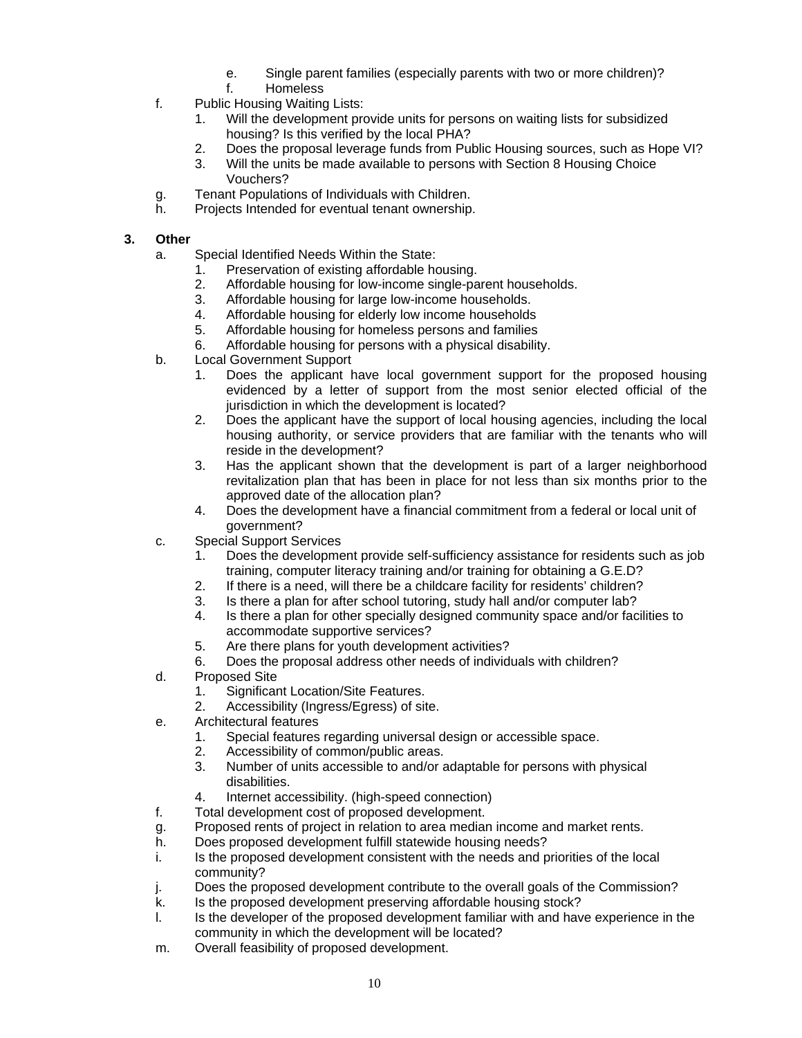e. Single parent families (especially parents with two or more children)?
   f. Homeless

f. Public Housing Waiting Lists:
   1. Will the development provide units for persons on waiting lists for subsidized housing? Is this verified by the local PHA?
   2. Does the proposal leverage funds from Public Housing sources, such as Hope VI?
   3. Will the units be made available to persons with Section 8 Housing Choice Vouchers?

g. Tenant Populations of Individuals with Children.

h. Projects Intended for eventual tenant ownership.

**3. Other**

a. Special Identified Needs Within the State:
   1. Preservation of existing affordable housing.
   2. Affordable housing for low-income single-parent households.
   3. Affordable housing for large low-income households.
   4. Affordable housing for elderly low income households
   5. Affordable housing for homeless persons and families
   6. Affordable housing for persons with a physical disability.

b. Local Government Support
   1. Does the applicant have local government support for the proposed housing evidenced by a letter of support from the most senior elected official of the jurisdiction in which the development is located?
   2. Does the applicant have the support of local housing agencies, including the local housing authority, or service providers that are familiar with the tenants who will reside in the development?
   3. Has the applicant shown that the development is part of a larger neighborhood revitalization plan that has been in place for not less than six months prior to the approved date of the allocation plan?
   4. Does the development have a financial commitment from a federal or local unit of government?

c. Special Support Services
   1. Does the development provide self-sufficiency assistance for residents such as job training, computer literacy training and/or training for obtaining a G.E.D?
   2. If there is a need, will there be a childcare facility for residents' children?
   3. Is there a plan for after school tutoring, study hall and/or computer lab?
   4. Is there a plan for other specially designed community space and/or facilities to accommodate supportive services?
   5. Are there plans for youth development activities?
   6. Does the proposal address other needs of individuals with children?

d. Proposed Site
   1. Significant Location/Site Features.
   2. Accessibility (Ingress/Egress) of site.

e. Architectural features
   1. Special features regarding universal design or accessible space.
   2. Accessibility of common/public areas.
   3. Number of units accessible to and/or adaptable for persons with physical disabilities.
   4. Internet accessibility. (high-speed connection)

f. Total development cost of proposed development.

g. Proposed rents of project in relation to area median income and market rents.

h. Does proposed development fulfill statewide housing needs?

i. Is the proposed development consistent with the needs and priorities of the local community?

j. Does the proposed development contribute to the overall goals of the Commission?

k. Is the proposed development preserving affordable housing stock?

l. Is the developer of the proposed development familiar with and have experience in the community in which the development will be located?

m. Overall feasibility of proposed development.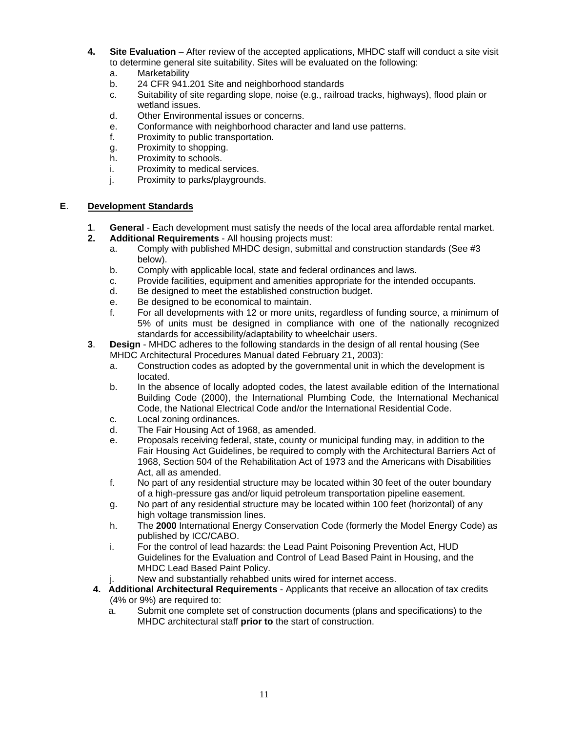4. **Site Evaluation** – After review of the accepted applications, MHDC staff will conduct a site visit to determine general site suitability. Sites will be evaluated on the following:
   a. Marketability
   b. 24 CFR 941.201 Site and neighborhood standards
   c. Suitability of site regarding slope, noise (e.g., railroad tracks, highways), flood plain or wetland issues.
   d. Other Environmental issues or concerns.
   e. Conformance with neighborhood character and land use patterns.
   f. Proximity to public transportation.
   g. Proximity to shopping.
   h. Proximity to schools.
   i. Proximity to medical services.
   j. Proximity to parks/playgrounds.

## E. Development Standards

1. **General** - Each development must satisfy the needs of the local area affordable rental market.
2. **Additional Requirements** - All housing projects must:
   a. Comply with published MHDC design, submittal and construction standards (See #3 below).
   b. Comply with applicable local, state and federal ordinances and laws.
   c. Provide facilities, equipment and amenities appropriate for the intended occupants.
   d. Be designed to meet the established construction budget.
   e. Be designed to be economical to maintain.
   f. For all developments with 12 or more units, regardless of funding source, a minimum of 5% of units must be designed in compliance with one of the nationally recognized standards for accessibility/adaptability to wheelchair users.
3. **Design** - MHDC adheres to the following standards in the design of all rental housing (See MHDC Architectural Procedures Manual dated February 21, 2003):
   a. Construction codes as adopted by the governmental unit in which the development is located.
   b. In the absence of locally adopted codes, the latest available edition of the International Building Code (2000), the International Plumbing Code, the International Mechanical Code, the National Electrical Code and/or the International Residential Code.
   c. Local zoning ordinances.
   d. The Fair Housing Act of 1968, as amended.
   e. Proposals receiving federal, state, county or municipal funding may, in addition to the Fair Housing Act Guidelines, be required to comply with the Architectural Barriers Act of 1968, Section 504 of the Rehabilitation Act of 1973 and the Americans with Disabilities Act, all as amended.
   f. No part of any residential structure may be located within 30 feet of the outer boundary of a high-pressure gas and/or liquid petroleum transportation pipeline easement.
   g. No part of any residential structure may be located within 100 feet (horizontal) of any high voltage transmission lines.
   h. The **2000** International Energy Conservation Code (formerly the Model Energy Code) as published by ICC/CABO.
   i. For the control of lead hazards: the Lead Paint Poisoning Prevention Act, HUD Guidelines for the Evaluation and Control of Lead Based Paint in Housing, and the MHDC Lead Based Paint Policy.
   j. New and substantially rehabbed units wired for internet access.
4. **Additional Architectural Requirements** - Applicants that receive an allocation of tax credits (4% or 9%) are required to:
   a. Submit one complete set of construction documents (plans and specifications) to the MHDC architectural staff **prior to** the start of construction.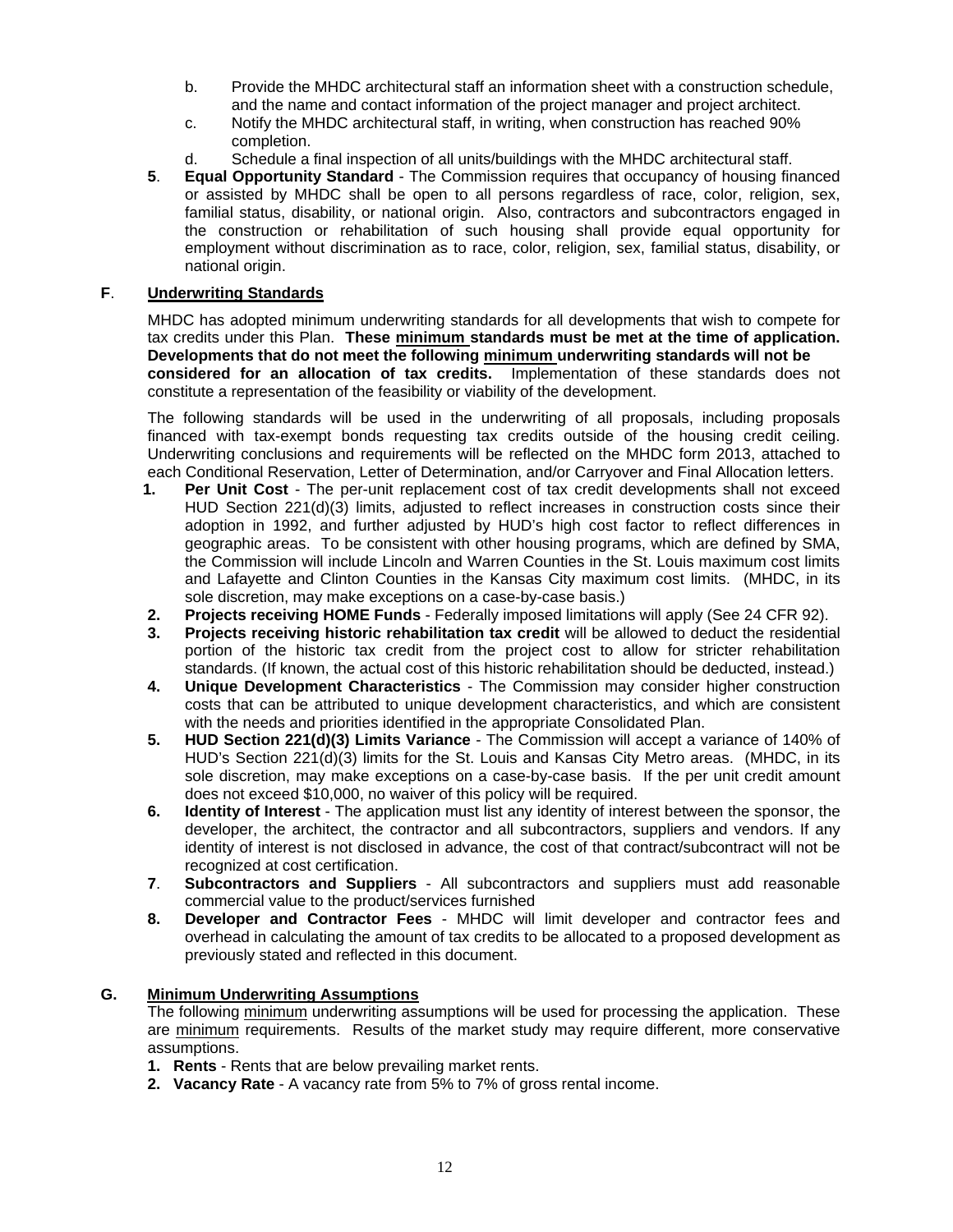b. Provide the MHDC architectural staff an information sheet with a construction schedule, and the name and contact information of the project manager and project architect.

c. Notify the MHDC architectural staff, in writing, when construction has reached 90% completion.

d. Schedule a final inspection of all units/buildings with the MHDC architectural staff.

**5**. **Equal Opportunity Standard** - The Commission requires that occupancy of housing financed or assisted by MHDC shall be open to all persons regardless of race, color, religion, sex, familial status, disability, or national origin. Also, contractors and subcontractors engaged in the construction or rehabilitation of such housing shall provide equal opportunity for employment without discrimination as to race, color, religion, sex, familial status, disability, or national origin.

## **F**. Underwriting Standards

MHDC has adopted minimum underwriting standards for all developments that wish to compete for tax credits under this Plan. **These minimum standards must be met at the time of application. Developments that do not meet the following minimum underwriting standards will not be considered for an allocation of tax credits.** Implementation of these standards does not constitute a representation of the feasibility or viability of the development.

The following standards will be used in the underwriting of all proposals, including proposals financed with tax-exempt bonds requesting tax credits outside of the housing credit ceiling. Underwriting conclusions and requirements will be reflected on the MHDC form 2013, attached to each Conditional Reservation, Letter of Determination, and/or Carryover and Final Allocation letters.

1. **Per Unit Cost** - The per-unit replacement cost of tax credit developments shall not exceed HUD Section 221(d)(3) limits, adjusted to reflect increases in construction costs since their adoption in 1992, and further adjusted by HUD's high cost factor to reflect differences in geographic areas. To be consistent with other housing programs, which are defined by SMA, the Commission will include Lincoln and Warren Counties in the St. Louis maximum cost limits and Lafayette and Clinton Counties in the Kansas City maximum cost limits. (MHDC, in its sole discretion, may make exceptions on a case-by-case basis.)
2. **Projects receiving HOME Funds** - Federally imposed limitations will apply (See 24 CFR 92).
3. **Projects receiving historic rehabilitation tax credit** will be allowed to deduct the residential portion of the historic tax credit from the project cost to allow for stricter rehabilitation standards. (If known, the actual cost of this historic rehabilitation should be deducted, instead.)
4. **Unique Development Characteristics** - The Commission may consider higher construction costs that can be attributed to unique development characteristics, and which are consistent with the needs and priorities identified in the appropriate Consolidated Plan.
5. **HUD Section 221(d)(3) Limits Variance** - The Commission will accept a variance of 140% of HUD's Section 221(d)(3) limits for the St. Louis and Kansas City Metro areas. (MHDC, in its sole discretion, may make exceptions on a case-by-case basis. If the per unit credit amount does not exceed $10,000, no waiver of this policy will be required.
6. **Identity of Interest** - The application must list any identity of interest between the sponsor, the developer, the architect, the contractor and all subcontractors, suppliers and vendors. If any identity of interest is not disclosed in advance, the cost of that contract/subcontract will not be recognized at cost certification.
7. **Subcontractors and Suppliers** - All subcontractors and suppliers must add reasonable commercial value to the product/services furnished
8. **Developer and Contractor Fees** - MHDC will limit developer and contractor fees and overhead in calculating the amount of tax credits to be allocated to a proposed development as previously stated and reflected in this document.

## **G.** Minimum Underwriting Assumptions

The following minimum underwriting assumptions will be used for processing the application. These are minimum requirements. Results of the market study may require different, more conservative assumptions.

1. **Rents** - Rents that are below prevailing market rents.
2. **Vacancy Rate** - A vacancy rate from 5% to 7% of gross rental income.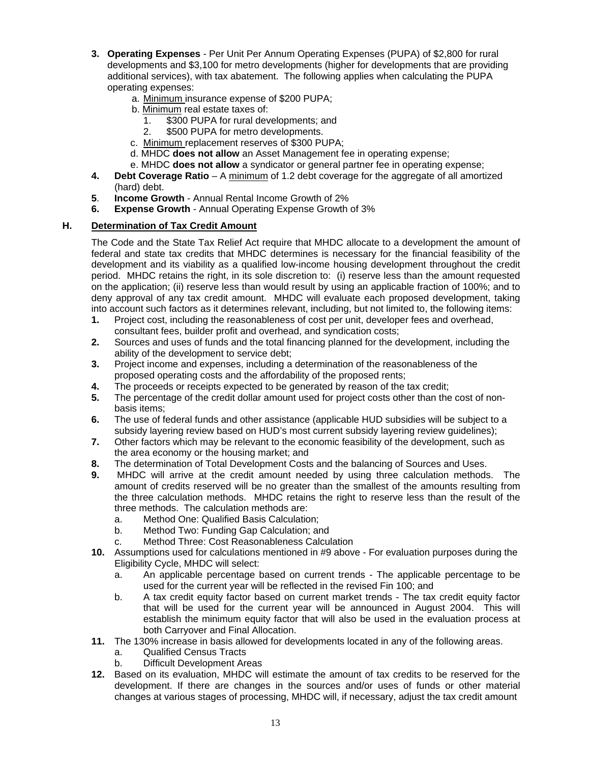3. **Operating Expenses** - Per Unit Per Annum Operating Expenses (PUPA) of $2,800 for rural developments and $3,100 for metro developments (higher for developments that are providing additional services), with tax abatement. The following applies when calculating the PUPA operating expenses:
   a. Minimum insurance expense of $200 PUPA;
   b. Minimum real estate taxes of:
      1. $300 PUPA for rural developments; and
      2. $500 PUPA for metro developments.
   c. Minimum replacement reserves of $300 PUPA;
   d. MHDC **does not allow** an Asset Management fee in operating expense;
   e. MHDC **does not allow** a syndicator or general partner fee in operating expense;
4. **Debt Coverage Ratio** – A minimum of 1.2 debt coverage for the aggregate of all amortized (hard) debt.
5. **Income Growth** - Annual Rental Income Growth of 2%
6. **Expense Growth** - Annual Operating Expense Growth of 3%

## H. Determination of Tax Credit Amount

The Code and the State Tax Relief Act require that MHDC allocate to a development the amount of federal and state tax credits that MHDC determines is necessary for the financial feasibility of the development and its viability as a qualified low-income housing development throughout the credit period. MHDC retains the right, in its sole discretion to: (i) reserve less than the amount requested on the application; (ii) reserve less than would result by using an applicable fraction of 100%; and to deny approval of any tax credit amount. MHDC will evaluate each proposed development, taking into account such factors as it determines relevant, including, but not limited to, the following items:

1. Project cost, including the reasonableness of cost per unit, developer fees and overhead, consultant fees, builder profit and overhead, and syndication costs;
2. Sources and uses of funds and the total financing planned for the development, including the ability of the development to service debt;
3. Project income and expenses, including a determination of the reasonableness of the proposed operating costs and the affordability of the proposed rents;
4. The proceeds or receipts expected to be generated by reason of the tax credit;
5. The percentage of the credit dollar amount used for project costs other than the cost of non-basis items;
6. The use of federal funds and other assistance (applicable HUD subsidies will be subject to a subsidy layering review based on HUD's most current subsidy layering review guidelines);
7. Other factors which may be relevant to the economic feasibility of the development, such as the area economy or the housing market; and
8. The determination of Total Development Costs and the balancing of Sources and Uses.
9. MHDC will arrive at the credit amount needed by using three calculation methods. The amount of credits reserved will be no greater than the smallest of the amounts resulting from the three calculation methods. MHDC retains the right to reserve less than the result of the three methods. The calculation methods are:
   a. Method One: Qualified Basis Calculation;
   b. Method Two: Funding Gap Calculation; and
   c. Method Three: Cost Reasonableness Calculation
10. Assumptions used for calculations mentioned in #9 above - For evaluation purposes during the Eligibility Cycle, MHDC will select:
    a. An applicable percentage based on current trends - The applicable percentage to be used for the current year will be reflected in the revised Fin 100; and
    b. A tax credit equity factor based on current market trends - The tax credit equity factor that will be used for the current year will be announced in August 2004. This will establish the minimum equity factor that will also be used in the evaluation process at both Carryover and Final Allocation.
11. The 130% increase in basis allowed for developments located in any of the following areas.
    a. Qualified Census Tracts
    b. Difficult Development Areas
12. Based on its evaluation, MHDC will estimate the amount of tax credits to be reserved for the development. If there are changes in the sources and/or uses of funds or other material changes at various stages of processing, MHDC will, if necessary, adjust the tax credit amount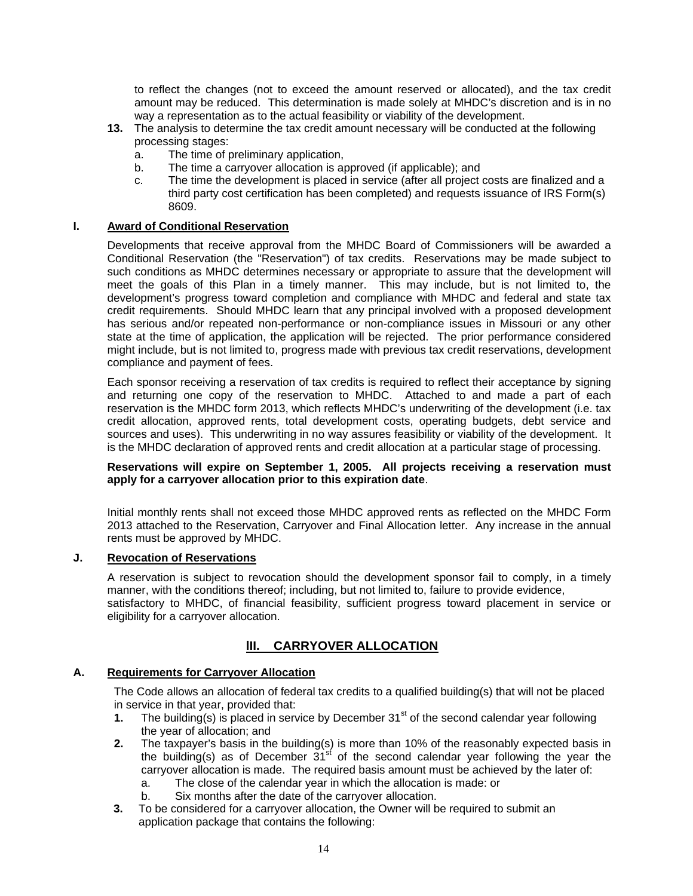to reflect the changes (not to exceed the amount reserved or allocated), and the tax credit amount may be reduced. This determination is made solely at MHDC's discretion and is in no way a representation as to the actual feasibility or viability of the development.

**13.** The analysis to determine the tax credit amount necessary will be conducted at the following processing stages:

a. The time of preliminary application,

b. The time a carryover allocation is approved (if applicable); and

c. The time the development is placed in service (after all project costs are finalized and a third party cost certification has been completed) and requests issuance of IRS Form(s) 8609.

### I. Award of Conditional Reservation

Developments that receive approval from the MHDC Board of Commissioners will be awarded a Conditional Reservation (the "Reservation") of tax credits. Reservations may be made subject to such conditions as MHDC determines necessary or appropriate to assure that the development will meet the goals of this Plan in a timely manner. This may include, but is not limited to, the development's progress toward completion and compliance with MHDC and federal and state tax credit requirements. Should MHDC learn that any principal involved with a proposed development has serious and/or repeated non-performance or non-compliance issues in Missouri or any other state at the time of application, the application will be rejected. The prior performance considered might include, but is not limited to, progress made with previous tax credit reservations, development compliance and payment of fees.

Each sponsor receiving a reservation of tax credits is required to reflect their acceptance by signing and returning one copy of the reservation to MHDC. Attached to and made a part of each reservation is the MHDC form 2013, which reflects MHDC's underwriting of the development (i.e. tax credit allocation, approved rents, total development costs, operating budgets, debt service and sources and uses). This underwriting in no way assures feasibility or viability of the development. It is the MHDC declaration of approved rents and credit allocation at a particular stage of processing.

**Reservations will expire on September 1, 2005. All projects receiving a reservation must apply for a carryover allocation prior to this expiration date**.

Initial monthly rents shall not exceed those MHDC approved rents as reflected on the MHDC Form 2013 attached to the Reservation, Carryover and Final Allocation letter. Any increase in the annual rents must be approved by MHDC.

### J. Revocation of Reservations

A reservation is subject to revocation should the development sponsor fail to comply, in a timely manner, with the conditions thereof; including, but not limited to, failure to provide evidence, satisfactory to MHDC, of financial feasibility, sufficient progress toward placement in service or eligibility for a carryover allocation.

## III. CARRYOVER ALLOCATION

### A. Requirements for Carryover Allocation

The Code allows an allocation of federal tax credits to a qualified building(s) that will not be placed in service in that year, provided that:

**1.** The building(s) is placed in service by December 31st of the second calendar year following the year of allocation; and

**2.** The taxpayer's basis in the building(s) is more than 10% of the reasonably expected basis in the building(s) as of December 31st of the second calendar year following the year the carryover allocation is made. The required basis amount must be achieved by the later of:

a. The close of the calendar year in which the allocation is made: or

b. Six months after the date of the carryover allocation.

**3.** To be considered for a carryover allocation, the Owner will be required to submit an application package that contains the following: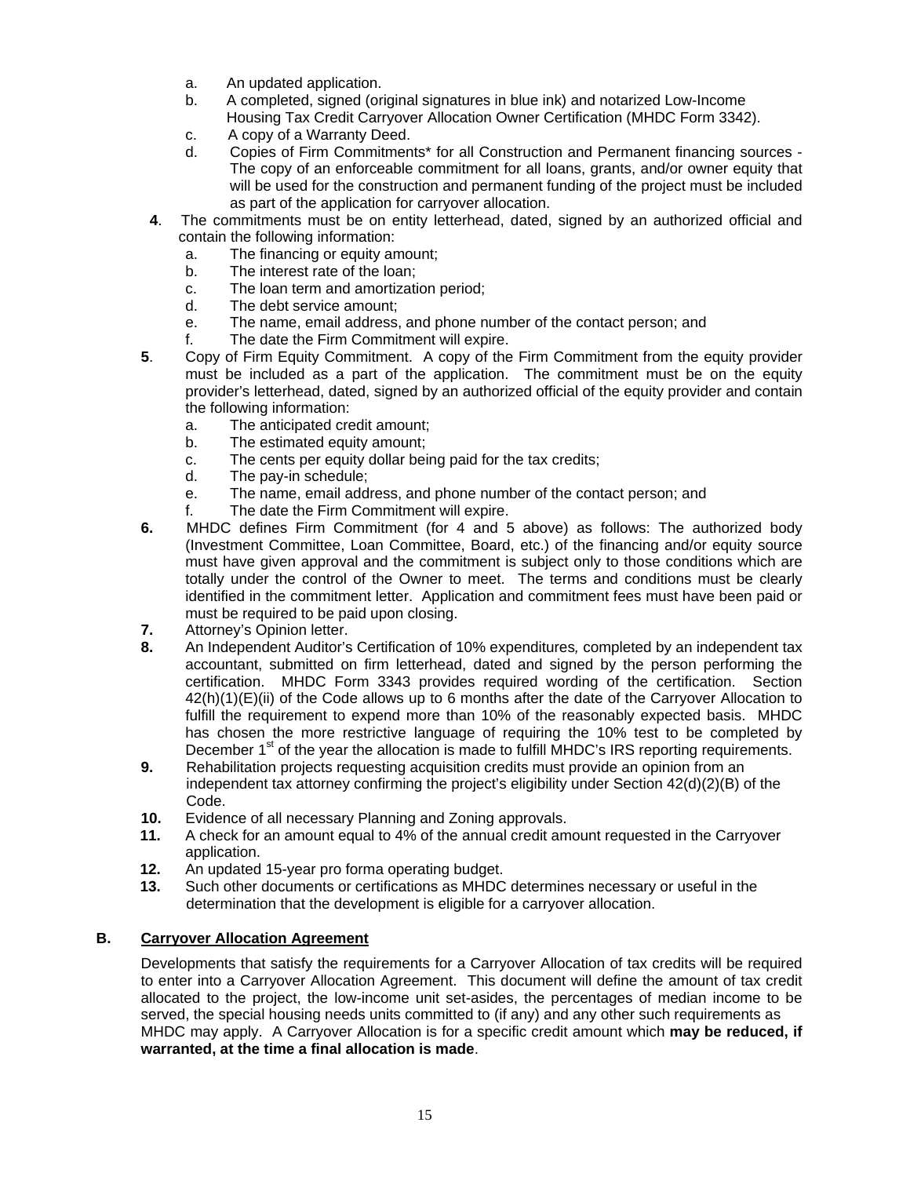a. An updated application.
b. A completed, signed (original signatures in blue ink) and notarized Low-Income Housing Tax Credit Carryover Allocation Owner Certification (MHDC Form 3342).
c. A copy of a Warranty Deed.
d. Copies of Firm Commitments* for all Construction and Permanent financing sources - The copy of an enforceable commitment for all loans, grants, and/or owner equity that will be used for the construction and permanent funding of the project must be included as part of the application for carryover allocation.

**4**. The commitments must be on entity letterhead, dated, signed by an authorized official and contain the following information:

a. The financing or equity amount;
b. The interest rate of the loan;
c. The loan term and amortization period;
d. The debt service amount;
e. The name, email address, and phone number of the contact person; and
f. The date the Firm Commitment will expire.

**5**. Copy of Firm Equity Commitment. A copy of the Firm Commitment from the equity provider must be included as a part of the application. The commitment must be on the equity provider's letterhead, dated, signed by an authorized official of the equity provider and contain the following information:

a. The anticipated credit amount;
b. The estimated equity amount;
c. The cents per equity dollar being paid for the tax credits;
d. The pay-in schedule;
e. The name, email address, and phone number of the contact person; and
f. The date the Firm Commitment will expire.

**6.** MHDC defines Firm Commitment (for 4 and 5 above) as follows: The authorized body (Investment Committee, Loan Committee, Board, etc.) of the financing and/or equity source must have given approval and the commitment is subject only to those conditions which are totally under the control of the Owner to meet. The terms and conditions must be clearly identified in the commitment letter. Application and commitment fees must have been paid or must be required to be paid upon closing.

**7.** Attorney's Opinion letter.

**8.** An Independent Auditor's Certification of 10% expenditures*,* completed by an independent tax accountant, submitted on firm letterhead, dated and signed by the person performing the certification. MHDC Form 3343 provides required wording of the certification. Section 42(h)(1)(E)(ii) of the Code allows up to 6 months after the date of the Carryover Allocation to fulfill the requirement to expend more than 10% of the reasonably expected basis. MHDC has chosen the more restrictive language of requiring the 10% test to be completed by December 1st of the year the allocation is made to fulfill MHDC's IRS reporting requirements.

**9.** Rehabilitation projects requesting acquisition credits must provide an opinion from an independent tax attorney confirming the project's eligibility under Section 42(d)(2)(B) of the Code.

**10.** Evidence of all necessary Planning and Zoning approvals.

**11.** A check for an amount equal to 4% of the annual credit amount requested in the Carryover application.

**12.** An updated 15-year pro forma operating budget.

**13.** Such other documents or certifications as MHDC determines necessary or useful in the determination that the development is eligible for a carryover allocation.

## B. Carryover Allocation Agreement

Developments that satisfy the requirements for a Carryover Allocation of tax credits will be required to enter into a Carryover Allocation Agreement. This document will define the amount of tax credit allocated to the project, the low-income unit set-asides, the percentages of median income to be served, the special housing needs units committed to (if any) and any other such requirements as MHDC may apply. A Carryover Allocation is for a specific credit amount which **may be reduced, if warranted, at the time a final allocation is made**.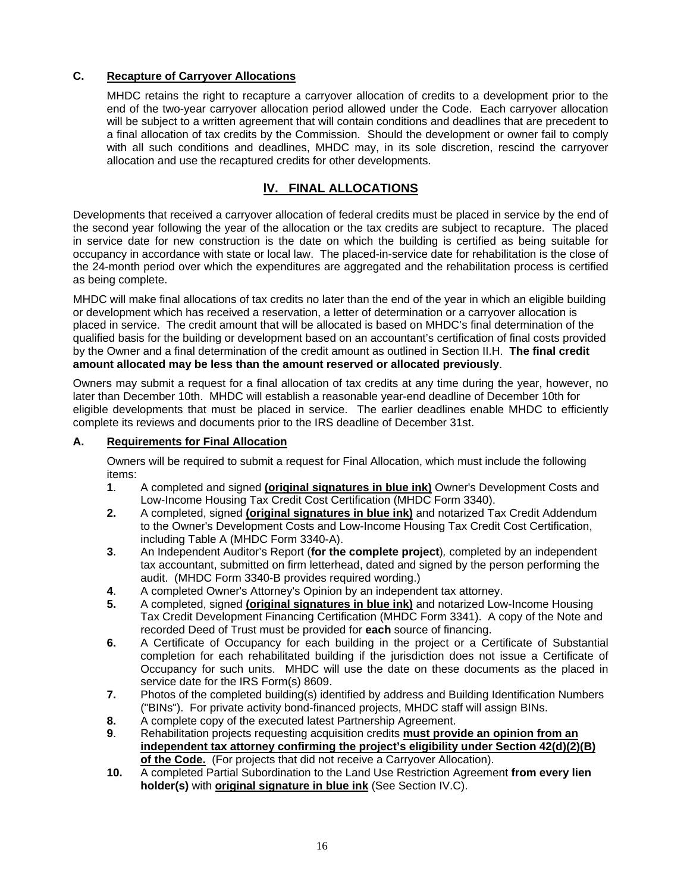### C. Recapture of Carryover Allocations

MHDC retains the right to recapture a carryover allocation of credits to a development prior to the end of the two-year carryover allocation period allowed under the Code. Each carryover allocation will be subject to a written agreement that will contain conditions and deadlines that are precedent to a final allocation of tax credits by the Commission. Should the development or owner fail to comply with all such conditions and deadlines, MHDC may, in its sole discretion, rescind the carryover allocation and use the recaptured credits for other developments.

## IV. FINAL ALLOCATIONS

Developments that received a carryover allocation of federal credits must be placed in service by the end of the second year following the year of the allocation or the tax credits are subject to recapture. The placed in service date for new construction is the date on which the building is certified as being suitable for occupancy in accordance with state or local law. The placed-in-service date for rehabilitation is the close of the 24-month period over which the expenditures are aggregated and the rehabilitation process is certified as being complete.

MHDC will make final allocations of tax credits no later than the end of the year in which an eligible building or development which has received a reservation, a letter of determination or a carryover allocation is placed in service. The credit amount that will be allocated is based on MHDC's final determination of the qualified basis for the building or development based on an accountant's certification of final costs provided by the Owner and a final determination of the credit amount as outlined in Section II.H. **The final credit amount allocated may be less than the amount reserved or allocated previously**.

Owners may submit a request for a final allocation of tax credits at any time during the year, however, no later than December 10th. MHDC will establish a reasonable year-end deadline of December 10th for eligible developments that must be placed in service. The earlier deadlines enable MHDC to efficiently complete its reviews and documents prior to the IRS deadline of December 31st.

### A. Requirements for Final Allocation

Owners will be required to submit a request for Final Allocation, which must include the following items:

1. A completed and signed **(original signatures in blue ink)** Owner's Development Costs and Low-Income Housing Tax Credit Cost Certification (MHDC Form 3340).
2. A completed, signed **(original signatures in blue ink)** and notarized Tax Credit Addendum to the Owner's Development Costs and Low-Income Housing Tax Credit Cost Certification, including Table A (MHDC Form 3340-A).
3. An Independent Auditor's Report (**for the complete project**)*,* completed by an independent tax accountant, submitted on firm letterhead, dated and signed by the person performing the audit. (MHDC Form 3340-B provides required wording.)
4. A completed Owner's Attorney's Opinion by an independent tax attorney.
5. A completed, signed **(original signatures in blue ink)** and notarized Low-Income Housing Tax Credit Development Financing Certification (MHDC Form 3341). A copy of the Note and recorded Deed of Trust must be provided for **each** source of financing.
6. A Certificate of Occupancy for each building in the project or a Certificate of Substantial completion for each rehabilitated building if the jurisdiction does not issue a Certificate of Occupancy for such units. MHDC will use the date on these documents as the placed in service date for the IRS Form(s) 8609.
7. Photos of the completed building(s) identified by address and Building Identification Numbers ("BINs"). For private activity bond-financed projects, MHDC staff will assign BINs.
8. A complete copy of the executed latest Partnership Agreement.
9. Rehabilitation projects requesting acquisition credits **must provide an opinion from an independent tax attorney confirming the project's eligibility under Section 42(d)(2)(B) of the Code.** (For projects that did not receive a Carryover Allocation).
10. A completed Partial Subordination to the Land Use Restriction Agreement **from every lien holder(s)** with **original signature in blue ink** (See Section IV.C).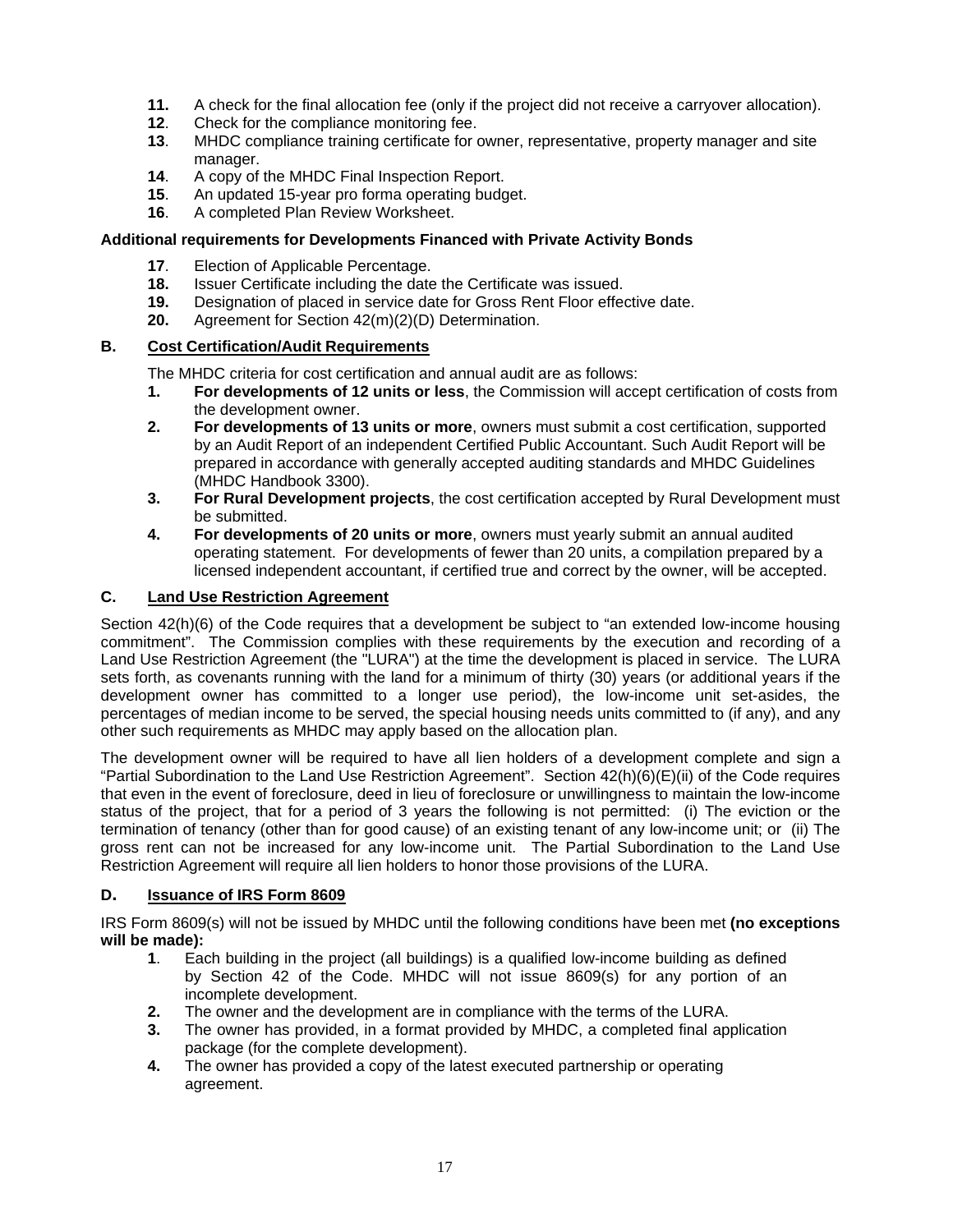11. A check for the final allocation fee (only if the project did not receive a carryover allocation).
12. Check for the compliance monitoring fee.
13. MHDC compliance training certificate for owner, representative, property manager and site manager.
14. A copy of the MHDC Final Inspection Report.
15. An updated 15-year pro forma operating budget.
16. A completed Plan Review Worksheet.

**Additional requirements for Developments Financed with Private Activity Bonds**

17. Election of Applicable Percentage.
18. Issuer Certificate including the date the Certificate was issued.
19. Designation of placed in service date for Gross Rent Floor effective date.
20. Agreement for Section 42(m)(2)(D) Determination.

## B. Cost Certification/Audit Requirements

The MHDC criteria for cost certification and annual audit are as follows:

1. **For developments of 12 units or less**, the Commission will accept certification of costs from the development owner.
2. **For developments of 13 units or more**, owners must submit a cost certification, supported by an Audit Report of an independent Certified Public Accountant. Such Audit Report will be prepared in accordance with generally accepted auditing standards and MHDC Guidelines (MHDC Handbook 3300).
3. **For Rural Development projects**, the cost certification accepted by Rural Development must be submitted.
4. **For developments of 20 units or more**, owners must yearly submit an annual audited operating statement. For developments of fewer than 20 units, a compilation prepared by a licensed independent accountant, if certified true and correct by the owner, will be accepted.

## C. Land Use Restriction Agreement

Section 42(h)(6) of the Code requires that a development be subject to "an extended low-income housing commitment". The Commission complies with these requirements by the execution and recording of a Land Use Restriction Agreement (the "LURA") at the time the development is placed in service. The LURA sets forth, as covenants running with the land for a minimum of thirty (30) years (or additional years if the development owner has committed to a longer use period), the low-income unit set-asides, the percentages of median income to be served, the special housing needs units committed to (if any), and any other such requirements as MHDC may apply based on the allocation plan.

The development owner will be required to have all lien holders of a development complete and sign a "Partial Subordination to the Land Use Restriction Agreement". Section 42(h)(6)(E)(ii) of the Code requires that even in the event of foreclosure, deed in lieu of foreclosure or unwillingness to maintain the low-income status of the project, that for a period of 3 years the following is not permitted: (i) The eviction or the termination of tenancy (other than for good cause) of an existing tenant of any low-income unit; or (ii) The gross rent can not be increased for any low-income unit. The Partial Subordination to the Land Use Restriction Agreement will require all lien holders to honor those provisions of the LURA.

## D. Issuance of IRS Form 8609

IRS Form 8609(s) will not be issued by MHDC until the following conditions have been met **(no exceptions will be made):**

1. Each building in the project (all buildings) is a qualified low-income building as defined by Section 42 of the Code. MHDC will not issue 8609(s) for any portion of an incomplete development.
2. The owner and the development are in compliance with the terms of the LURA.
3. The owner has provided, in a format provided by MHDC, a completed final application package (for the complete development).
4. The owner has provided a copy of the latest executed partnership or operating agreement.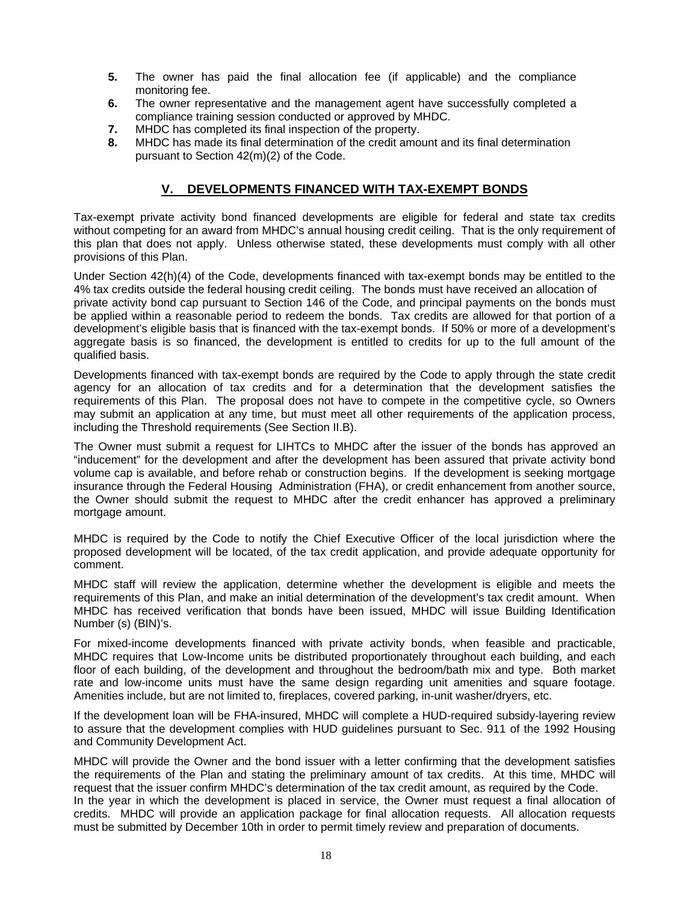5. The owner has paid the final allocation fee (if applicable) and the compliance monitoring fee.
6. The owner representative and the management agent have successfully completed a compliance training session conducted or approved by MHDC.
7. MHDC has completed its final inspection of the property.
8. MHDC has made its final determination of the credit amount and its final determination pursuant to Section 42(m)(2) of the Code.

## V. DEVELOPMENTS FINANCED WITH TAX-EXEMPT BONDS

Tax-exempt private activity bond financed developments are eligible for federal and state tax credits without competing for an award from MHDC's annual housing credit ceiling. That is the only requirement of this plan that does not apply. Unless otherwise stated, these developments must comply with all other provisions of this Plan.

Under Section 42(h)(4) of the Code, developments financed with tax-exempt bonds may be entitled to the 4% tax credits outside the federal housing credit ceiling. The bonds must have received an allocation of private activity bond cap pursuant to Section 146 of the Code, and principal payments on the bonds must be applied within a reasonable period to redeem the bonds. Tax credits are allowed for that portion of a development's eligible basis that is financed with the tax-exempt bonds. If 50% or more of a development's aggregate basis is so financed, the development is entitled to credits for up to the full amount of the qualified basis.

Developments financed with tax-exempt bonds are required by the Code to apply through the state credit agency for an allocation of tax credits and for a determination that the development satisfies the requirements of this Plan. The proposal does not have to compete in the competitive cycle, so Owners may submit an application at any time, but must meet all other requirements of the application process, including the Threshold requirements (See Section II.B).

The Owner must submit a request for LIHTCs to MHDC after the issuer of the bonds has approved an "inducement" for the development and after the development has been assured that private activity bond volume cap is available, and before rehab or construction begins. If the development is seeking mortgage insurance through the Federal Housing Administration (FHA), or credit enhancement from another source, the Owner should submit the request to MHDC after the credit enhancer has approved a preliminary mortgage amount.

MHDC is required by the Code to notify the Chief Executive Officer of the local jurisdiction where the proposed development will be located, of the tax credit application, and provide adequate opportunity for comment.

MHDC staff will review the application, determine whether the development is eligible and meets the requirements of this Plan, and make an initial determination of the development's tax credit amount. When MHDC has received verification that bonds have been issued, MHDC will issue Building Identification Number (s) (BIN)'s.

For mixed-income developments financed with private activity bonds, when feasible and practicable, MHDC requires that Low-Income units be distributed proportionately throughout each building, and each floor of each building, of the development and throughout the bedroom/bath mix and type. Both market rate and low-income units must have the same design regarding unit amenities and square footage. Amenities include, but are not limited to, fireplaces, covered parking, in-unit washer/dryers, etc.

If the development loan will be FHA-insured, MHDC will complete a HUD-required subsidy-layering review to assure that the development complies with HUD guidelines pursuant to Sec. 911 of the 1992 Housing and Community Development Act.

MHDC will provide the Owner and the bond issuer with a letter confirming that the development satisfies the requirements of the Plan and stating the preliminary amount of tax credits. At this time, MHDC will request that the issuer confirm MHDC's determination of the tax credit amount, as required by the Code.
In the year in which the development is placed in service, the Owner must request a final allocation of credits. MHDC will provide an application package for final allocation requests. All allocation requests must be submitted by December 10th in order to permit timely review and preparation of documents.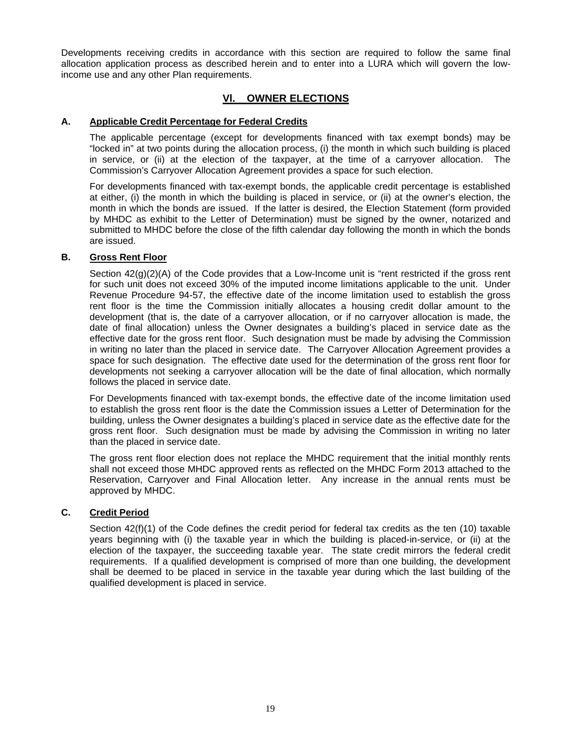Developments receiving credits in accordance with this section are required to follow the same final allocation application process as described herein and to enter into a LURA which will govern the low-income use and any other Plan requirements.

## VI. OWNER ELECTIONS

### A. Applicable Credit Percentage for Federal Credits

The applicable percentage (except for developments financed with tax exempt bonds) may be "locked in" at two points during the allocation process, (i) the month in which such building is placed in service, or (ii) at the election of the taxpayer, at the time of a carryover allocation. The Commission's Carryover Allocation Agreement provides a space for such election.

For developments financed with tax-exempt bonds, the applicable credit percentage is established at either, (i) the month in which the building is placed in service, or (ii) at the owner's election, the month in which the bonds are issued. If the latter is desired, the Election Statement (form provided by MHDC as exhibit to the Letter of Determination) must be signed by the owner, notarized and submitted to MHDC before the close of the fifth calendar day following the month in which the bonds are issued.

### B. Gross Rent Floor

Section 42(g)(2)(A) of the Code provides that a Low-Income unit is "rent restricted if the gross rent for such unit does not exceed 30% of the imputed income limitations applicable to the unit. Under Revenue Procedure 94-57, the effective date of the income limitation used to establish the gross rent floor is the time the Commission initially allocates a housing credit dollar amount to the development (that is, the date of a carryover allocation, or if no carryover allocation is made, the date of final allocation) unless the Owner designates a building's placed in service date as the effective date for the gross rent floor. Such designation must be made by advising the Commission in writing no later than the placed in service date. The Carryover Allocation Agreement provides a space for such designation. The effective date used for the determination of the gross rent floor for developments not seeking a carryover allocation will be the date of final allocation, which normally follows the placed in service date.

For Developments financed with tax-exempt bonds, the effective date of the income limitation used to establish the gross rent floor is the date the Commission issues a Letter of Determination for the building, unless the Owner designates a building's placed in service date as the effective date for the gross rent floor. Such designation must be made by advising the Commission in writing no later than the placed in service date.

The gross rent floor election does not replace the MHDC requirement that the initial monthly rents shall not exceed those MHDC approved rents as reflected on the MHDC Form 2013 attached to the Reservation, Carryover and Final Allocation letter. Any increase in the annual rents must be approved by MHDC.

### C. Credit Period

Section 42(f)(1) of the Code defines the credit period for federal tax credits as the ten (10) taxable years beginning with (i) the taxable year in which the building is placed-in-service, or (ii) at the election of the taxpayer, the succeeding taxable year. The state credit mirrors the federal credit requirements. If a qualified development is comprised of more than one building, the development shall be deemed to be placed in service in the taxable year during which the last building of the qualified development is placed in service.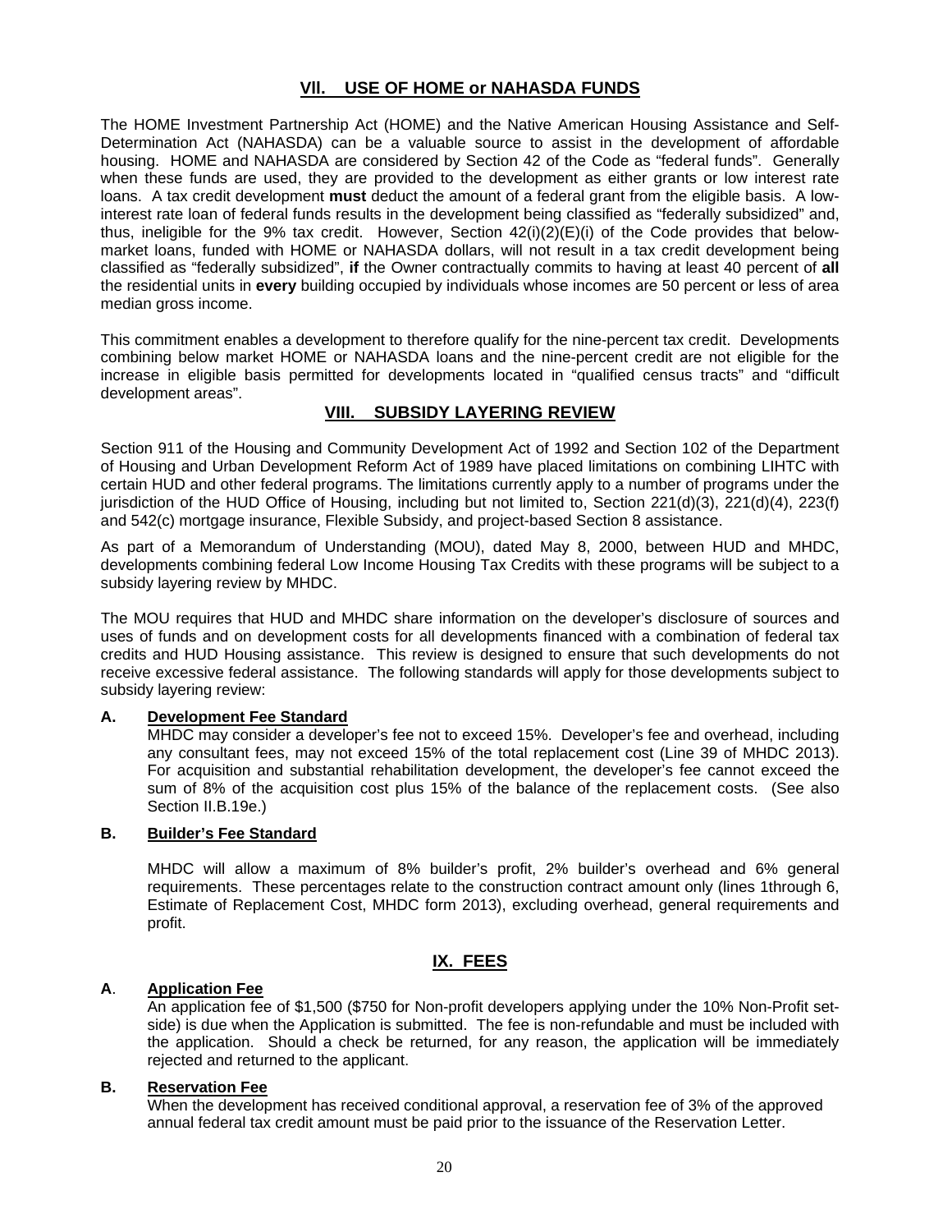## VII. USE OF HOME or NAHASDA FUNDS

The HOME Investment Partnership Act (HOME) and the Native American Housing Assistance and Self-Determination Act (NAHASDA) can be a valuable source to assist in the development of affordable housing. HOME and NAHASDA are considered by Section 42 of the Code as "federal funds". Generally when these funds are used, they are provided to the development as either grants or low interest rate loans. A tax credit development **must** deduct the amount of a federal grant from the eligible basis. A low-interest rate loan of federal funds results in the development being classified as "federally subsidized" and, thus, ineligible for the 9% tax credit. However, Section 42(i)(2)(E)(i) of the Code provides that below-market loans, funded with HOME or NAHASDA dollars, will not result in a tax credit development being classified as "federally subsidized", **if** the Owner contractually commits to having at least 40 percent of **all** the residential units in **every** building occupied by individuals whose incomes are 50 percent or less of area median gross income.

This commitment enables a development to therefore qualify for the nine-percent tax credit. Developments combining below market HOME or NAHASDA loans and the nine-percent credit are not eligible for the increase in eligible basis permitted for developments located in "qualified census tracts" and "difficult development areas".

## VIII. SUBSIDY LAYERING REVIEW

Section 911 of the Housing and Community Development Act of 1992 and Section 102 of the Department of Housing and Urban Development Reform Act of 1989 have placed limitations on combining LIHTC with certain HUD and other federal programs. The limitations currently apply to a number of programs under the jurisdiction of the HUD Office of Housing, including but not limited to, Section 221(d)(3), 221(d)(4), 223(f) and 542(c) mortgage insurance, Flexible Subsidy, and project-based Section 8 assistance.

As part of a Memorandum of Understanding (MOU), dated May 8, 2000, between HUD and MHDC, developments combining federal Low Income Housing Tax Credits with these programs will be subject to a subsidy layering review by MHDC.

The MOU requires that HUD and MHDC share information on the developer's disclosure of sources and uses of funds and on development costs for all developments financed with a combination of federal tax credits and HUD Housing assistance. This review is designed to ensure that such developments do not receive excessive federal assistance. The following standards will apply for those developments subject to subsidy layering review:

### A. Development Fee Standard

MHDC may consider a developer's fee not to exceed 15%. Developer's fee and overhead, including any consultant fees, may not exceed 15% of the total replacement cost (Line 39 of MHDC 2013). For acquisition and substantial rehabilitation development, the developer's fee cannot exceed the sum of 8% of the acquisition cost plus 15% of the balance of the replacement costs. (See also Section II.B.19e.)

### B. Builder's Fee Standard

MHDC will allow a maximum of 8% builder's profit, 2% builder's overhead and 6% general requirements. These percentages relate to the construction contract amount only (lines 1through 6, Estimate of Replacement Cost, MHDC form 2013), excluding overhead, general requirements and profit.

## IX. FEES

### A. Application Fee

An application fee of $1,500 ($750 for Non-profit developers applying under the 10% Non-Profit set-side) is due when the Application is submitted. The fee is non-refundable and must be included with the application. Should a check be returned, for any reason, the application will be immediately rejected and returned to the applicant.

### B. Reservation Fee

When the development has received conditional approval, a reservation fee of 3% of the approved annual federal tax credit amount must be paid prior to the issuance of the Reservation Letter.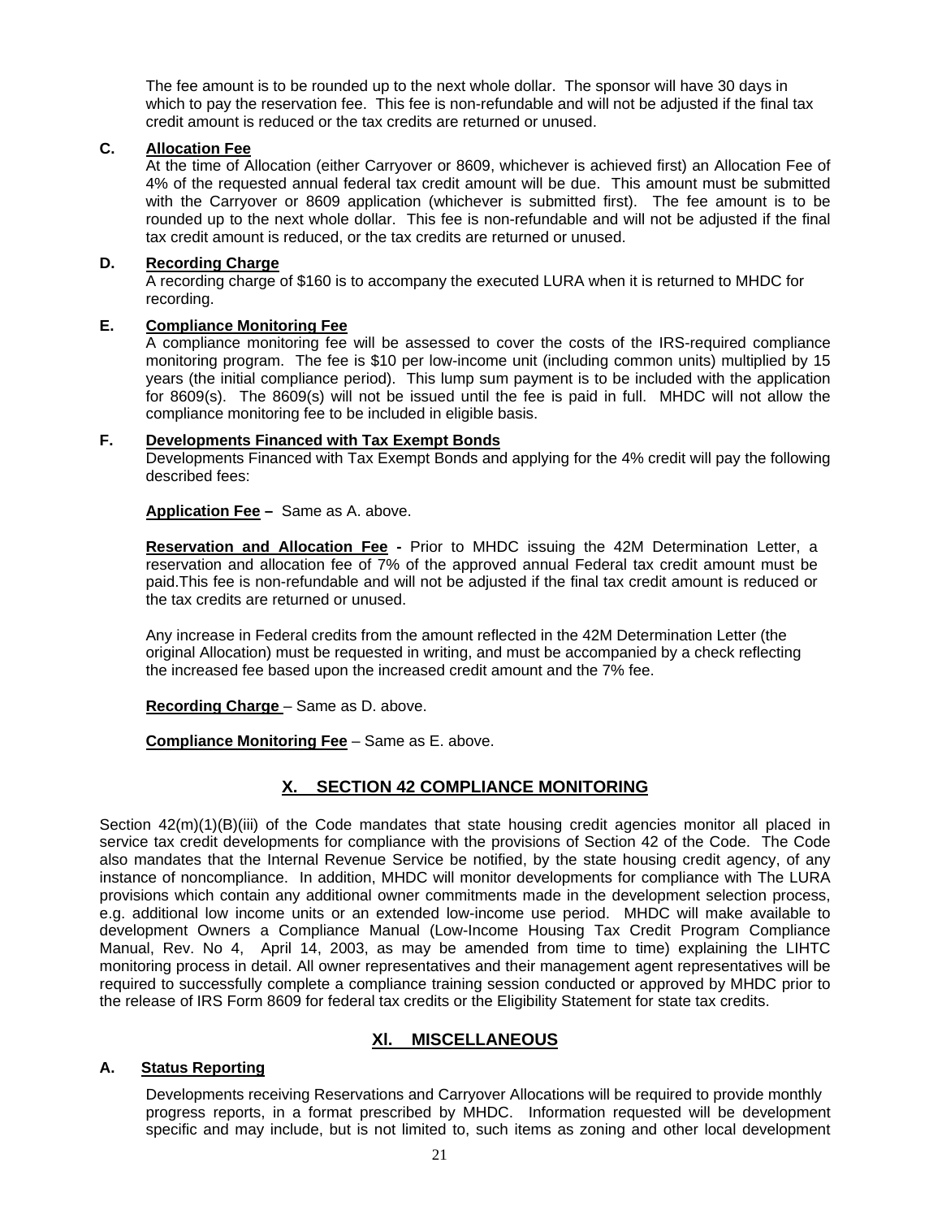The fee amount is to be rounded up to the next whole dollar. The sponsor will have 30 days in which to pay the reservation fee. This fee is non-refundable and will not be adjusted if the final tax credit amount is reduced or the tax credits are returned or unused.

**C. Allocation Fee**

At the time of Allocation (either Carryover or 8609, whichever is achieved first) an Allocation Fee of 4% of the requested annual federal tax credit amount will be due. This amount must be submitted with the Carryover or 8609 application (whichever is submitted first). The fee amount is to be rounded up to the next whole dollar. This fee is non-refundable and will not be adjusted if the final tax credit amount is reduced, or the tax credits are returned or unused.

**D. Recording Charge**

A recording charge of $160 is to accompany the executed LURA when it is returned to MHDC for recording.

**E. Compliance Monitoring Fee**

A compliance monitoring fee will be assessed to cover the costs of the IRS-required compliance monitoring program. The fee is $10 per low-income unit (including common units) multiplied by 15 years (the initial compliance period). This lump sum payment is to be included with the application for 8609(s). The 8609(s) will not be issued until the fee is paid in full. MHDC will not allow the compliance monitoring fee to be included in eligible basis.

**F. Developments Financed with Tax Exempt Bonds**

Developments Financed with Tax Exempt Bonds and applying for the 4% credit will pay the following described fees:

**Application Fee –** Same as A. above.

**Reservation and Allocation Fee -** Prior to MHDC issuing the 42M Determination Letter, a reservation and allocation fee of 7% of the approved annual Federal tax credit amount must be paid.This fee is non-refundable and will not be adjusted if the final tax credit amount is reduced or the tax credits are returned or unused.

Any increase in Federal credits from the amount reflected in the 42M Determination Letter (the original Allocation) must be requested in writing, and must be accompanied by a check reflecting the increased fee based upon the increased credit amount and the 7% fee.

**Recording Charge** – Same as D. above.

**Compliance Monitoring Fee** – Same as E. above.

## X. SECTION 42 COMPLIANCE MONITORING

Section 42(m)(1)(B)(iii) of the Code mandates that state housing credit agencies monitor all placed in service tax credit developments for compliance with the provisions of Section 42 of the Code. The Code also mandates that the Internal Revenue Service be notified, by the state housing credit agency, of any instance of noncompliance. In addition, MHDC will monitor developments for compliance with The LURA provisions which contain any additional owner commitments made in the development selection process, e.g. additional low income units or an extended low-income use period. MHDC will make available to development Owners a Compliance Manual (Low-Income Housing Tax Credit Program Compliance Manual, Rev. No 4, April 14, 2003, as may be amended from time to time) explaining the LIHTC monitoring process in detail. All owner representatives and their management agent representatives will be required to successfully complete a compliance training session conducted or approved by MHDC prior to the release of IRS Form 8609 for federal tax credits or the Eligibility Statement for state tax credits.

## XI. MISCELLANEOUS

**A. Status Reporting**

Developments receiving Reservations and Carryover Allocations will be required to provide monthly progress reports, in a format prescribed by MHDC. Information requested will be development specific and may include, but is not limited to, such items as zoning and other local development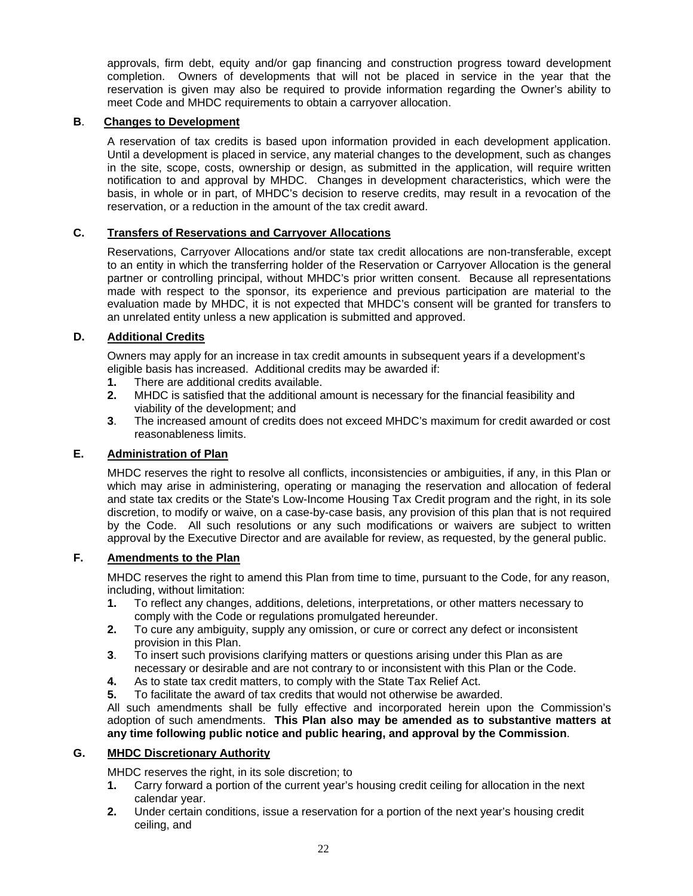approvals, firm debt, equity and/or gap financing and construction progress toward development completion. Owners of developments that will not be placed in service in the year that the reservation is given may also be required to provide information regarding the Owner's ability to meet Code and MHDC requirements to obtain a carryover allocation.

### B. Changes to Development

A reservation of tax credits is based upon information provided in each development application. Until a development is placed in service, any material changes to the development, such as changes in the site, scope, costs, ownership or design, as submitted in the application, will require written notification to and approval by MHDC. Changes in development characteristics, which were the basis, in whole or in part, of MHDC's decision to reserve credits, may result in a revocation of the reservation, or a reduction in the amount of the tax credit award.

### C. Transfers of Reservations and Carryover Allocations

Reservations, Carryover Allocations and/or state tax credit allocations are non-transferable, except to an entity in which the transferring holder of the Reservation or Carryover Allocation is the general partner or controlling principal, without MHDC's prior written consent. Because all representations made with respect to the sponsor, its experience and previous participation are material to the evaluation made by MHDC, it is not expected that MHDC's consent will be granted for transfers to an unrelated entity unless a new application is submitted and approved.

### D. Additional Credits

Owners may apply for an increase in tax credit amounts in subsequent years if a development's eligible basis has increased. Additional credits may be awarded if:

1. There are additional credits available.
2. MHDC is satisfied that the additional amount is necessary for the financial feasibility and viability of the development; and
3. The increased amount of credits does not exceed MHDC's maximum for credit awarded or cost reasonableness limits.

### E. Administration of Plan

MHDC reserves the right to resolve all conflicts, inconsistencies or ambiguities, if any, in this Plan or which may arise in administering, operating or managing the reservation and allocation of federal and state tax credits or the State's Low-Income Housing Tax Credit program and the right, in its sole discretion, to modify or waive, on a case-by-case basis, any provision of this plan that is not required by the Code. All such resolutions or any such modifications or waivers are subject to written approval by the Executive Director and are available for review, as requested, by the general public.

### F. Amendments to the Plan

MHDC reserves the right to amend this Plan from time to time, pursuant to the Code, for any reason, including, without limitation:

1. To reflect any changes, additions, deletions, interpretations, or other matters necessary to comply with the Code or regulations promulgated hereunder.
2. To cure any ambiguity, supply any omission, or cure or correct any defect or inconsistent provision in this Plan.
3. To insert such provisions clarifying matters or questions arising under this Plan as are necessary or desirable and are not contrary to or inconsistent with this Plan or the Code.
4. As to state tax credit matters, to comply with the State Tax Relief Act.
5. To facilitate the award of tax credits that would not otherwise be awarded.

All such amendments shall be fully effective and incorporated herein upon the Commission's adoption of such amendments. **This Plan also may be amended as to substantive matters at any time following public notice and public hearing, and approval by the Commission**.

### G. MHDC Discretionary Authority

MHDC reserves the right, in its sole discretion; to

1. Carry forward a portion of the current year's housing credit ceiling for allocation in the next calendar year.
2. Under certain conditions, issue a reservation for a portion of the next year's housing credit ceiling, and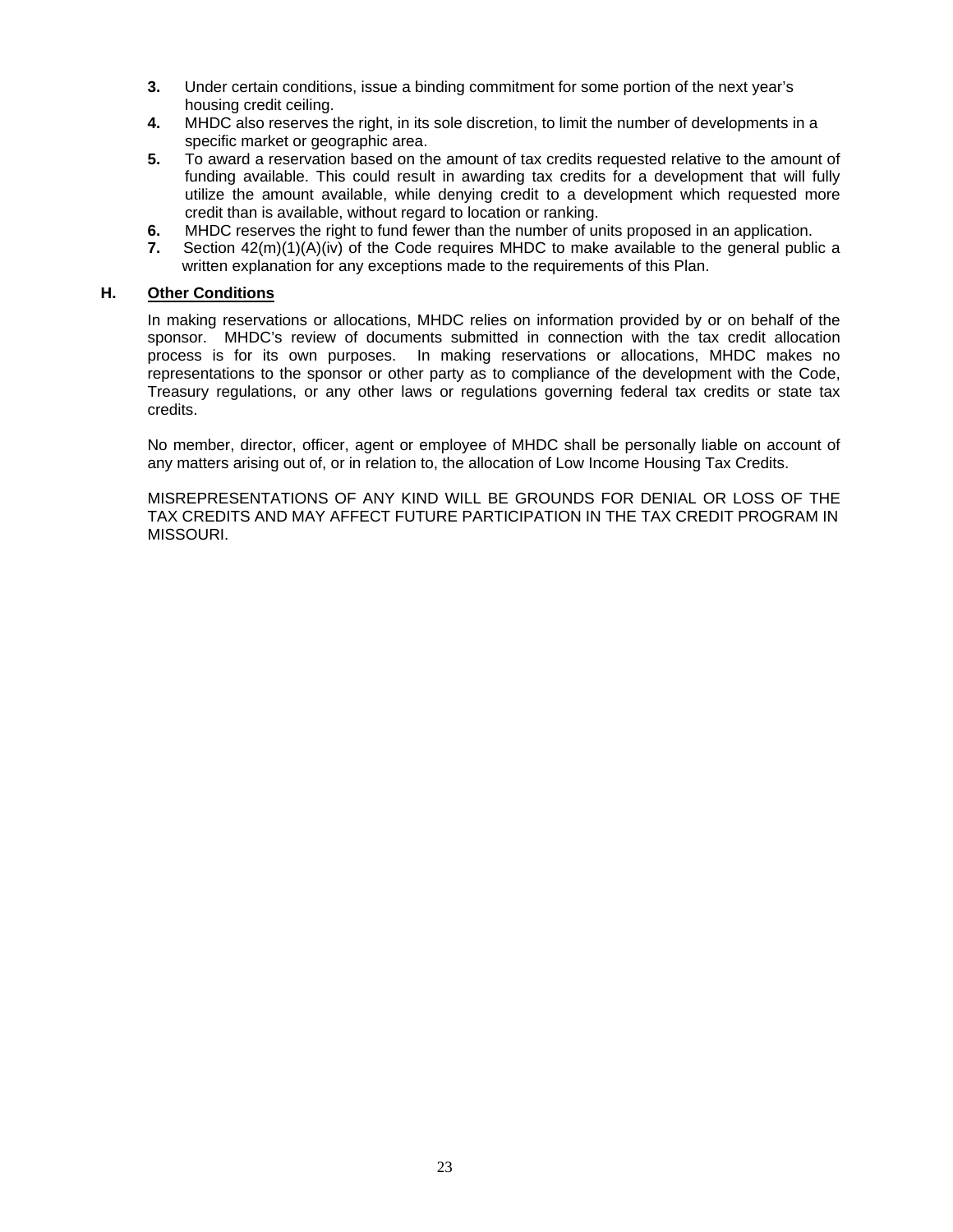3. Under certain conditions, issue a binding commitment for some portion of the next year's housing credit ceiling.
4. MHDC also reserves the right, in its sole discretion, to limit the number of developments in a specific market or geographic area.
5. To award a reservation based on the amount of tax credits requested relative to the amount of funding available. This could result in awarding tax credits for a development that will fully utilize the amount available, while denying credit to a development which requested more credit than is available, without regard to location or ranking.
6. MHDC reserves the right to fund fewer than the number of units proposed in an application.
7. Section 42(m)(1)(A)(iv) of the Code requires MHDC to make available to the general public a written explanation for any exceptions made to the requirements of this Plan.

### H. Other Conditions

In making reservations or allocations, MHDC relies on information provided by or on behalf of the sponsor. MHDC's review of documents submitted in connection with the tax credit allocation process is for its own purposes. In making reservations or allocations, MHDC makes no representations to the sponsor or other party as to compliance of the development with the Code, Treasury regulations, or any other laws or regulations governing federal tax credits or state tax credits.

No member, director, officer, agent or employee of MHDC shall be personally liable on account of any matters arising out of, or in relation to, the allocation of Low Income Housing Tax Credits.

MISREPRESENTATIONS OF ANY KIND WILL BE GROUNDS FOR DENIAL OR LOSS OF THE TAX CREDITS AND MAY AFFECT FUTURE PARTICIPATION IN THE TAX CREDIT PROGRAM IN MISSOURI.